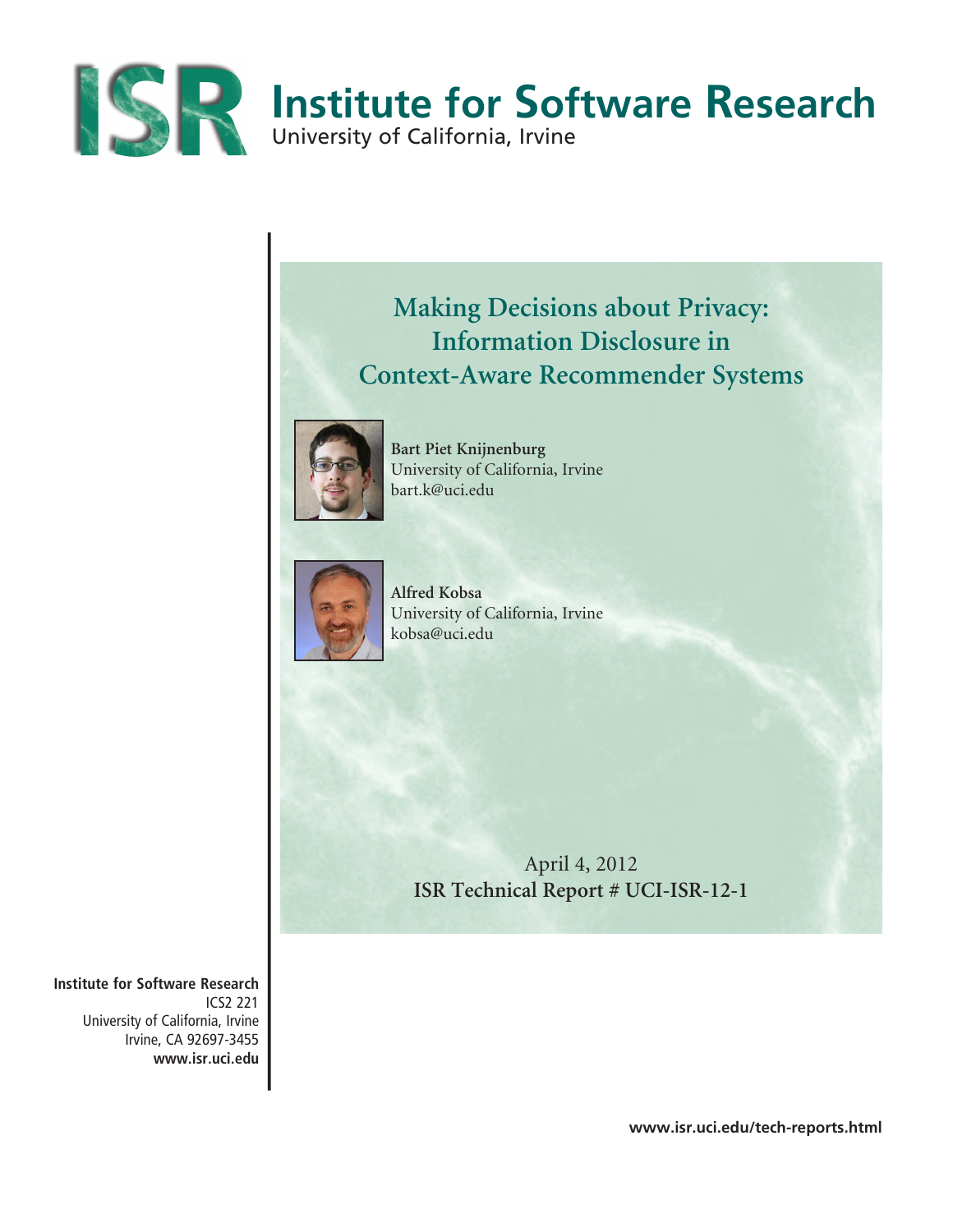# Institute for Software Research

University of California, Irvine

## Making Decisions about Privacy: Information Disclosure in Context-Aware Recommender Systems

**Bart Piet Knijnenburg**
University of California, Irvine
bart.k@uci.edu

**Alfred Kobsa**
University of California, Irvine
kobsa@uci.edu

April 4, 2012
**ISR Technical Report # UCI-ISR-12-1**

**Institute for Software Research**
ICS2 221
University of California, Irvine
Irvine, CA 92697-3455
**www.isr.uci.edu**

**www.isr.uci.edu/tech-reports.html**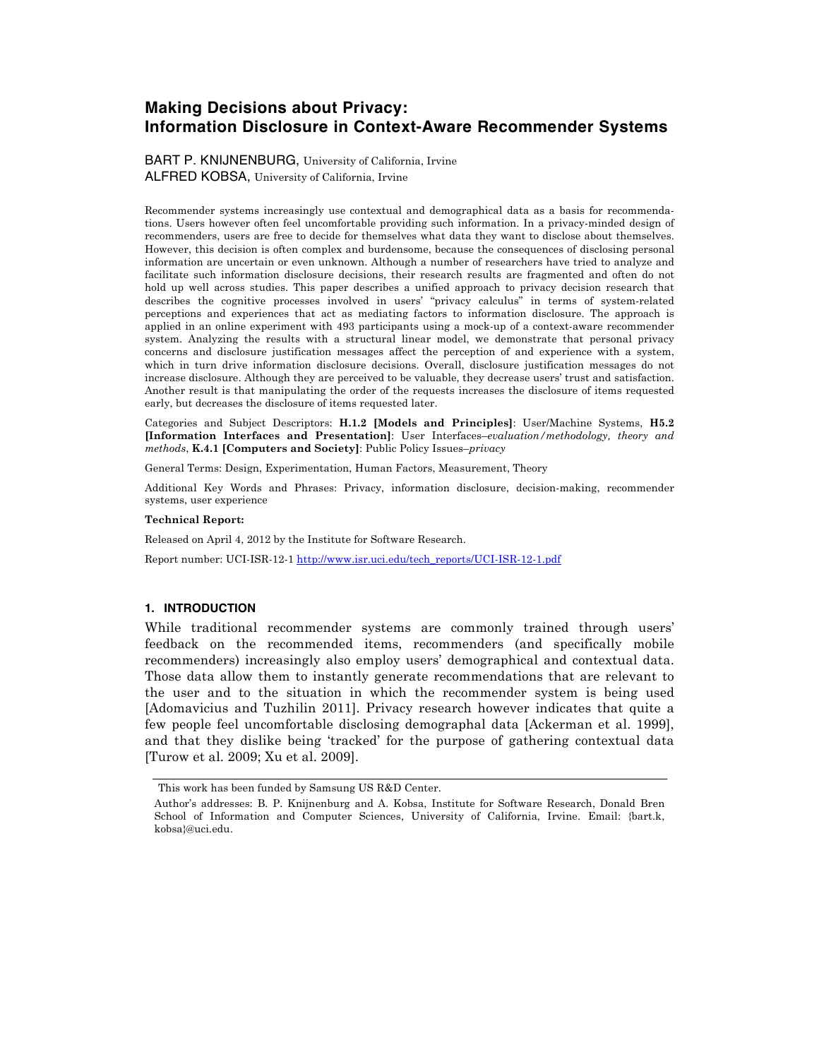# Making Decisions about Privacy: Information Disclosure in Context-Aware Recommender Systems

BART P. KNIJNENBURG, University of California, Irvine
ALFRED KOBSA, University of California, Irvine

Recommender systems increasingly use contextual and demographical data as a basis for recommendations. Users however often feel uncomfortable providing such information. In a privacy-minded design of recommenders, users are free to decide for themselves what data they want to disclose about themselves. However, this decision is often complex and burdensome, because the consequences of disclosing personal information are uncertain or even unknown. Although a number of researchers have tried to analyze and facilitate such information disclosure decisions, their research results are fragmented and often do not hold up well across studies. This paper describes a unified approach to privacy decision research that describes the cognitive processes involved in users' "privacy calculus" in terms of system-related perceptions and experiences that act as mediating factors to information disclosure. The approach is applied in an online experiment with 493 participants using a mock-up of a context-aware recommender system. Analyzing the results with a structural linear model, we demonstrate that personal privacy concerns and disclosure justification messages affect the perception of and experience with a system, which in turn drive information disclosure decisions. Overall, disclosure justification messages do not increase disclosure. Although they are perceived to be valuable, they decrease users' trust and satisfaction. Another result is that manipulating the order of the requests increases the disclosure of items requested early, but decreases the disclosure of items requested later.

Categories and Subject Descriptors: **H.1.2 [Models and Principles]**: User/Machine Systems, **H5.2 [Information Interfaces and Presentation]**: User Interfaces–*evaluation/methodology, theory and methods*, **K.4.1 [Computers and Society]**: Public Policy Issues–*privacy*

General Terms: Design, Experimentation, Human Factors, Measurement, Theory

Additional Key Words and Phrases: Privacy, information disclosure, decision-making, recommender systems, user experience

**Technical Report:**

Released on April 4, 2012 by the Institute for Software Research.

Report number: UCI-ISR-12-1 http://www.isr.uci.edu/tech_reports/UCI-ISR-12-1.pdf

## 1. INTRODUCTION

While traditional recommender systems are commonly trained through users' feedback on the recommended items, recommenders (and specifically mobile recommenders) increasingly also employ users' demographical and contextual data. Those data allow them to instantly generate recommendations that are relevant to the user and to the situation in which the recommender system is being used [Adomavicius and Tuzhilin 2011]. Privacy research however indicates that quite a few people feel uncomfortable disclosing demographal data [Ackerman et al. 1999], and that they dislike being 'tracked' for the purpose of gathering contextual data [Turow et al. 2009; Xu et al. 2009].

This work has been funded by Samsung US R&D Center.

Author's addresses: B. P. Knijnenburg and A. Kobsa, Institute for Software Research, Donald Bren School of Information and Computer Sciences, University of California, Irvine. Email: {bart.k, kobsa}@uci.edu.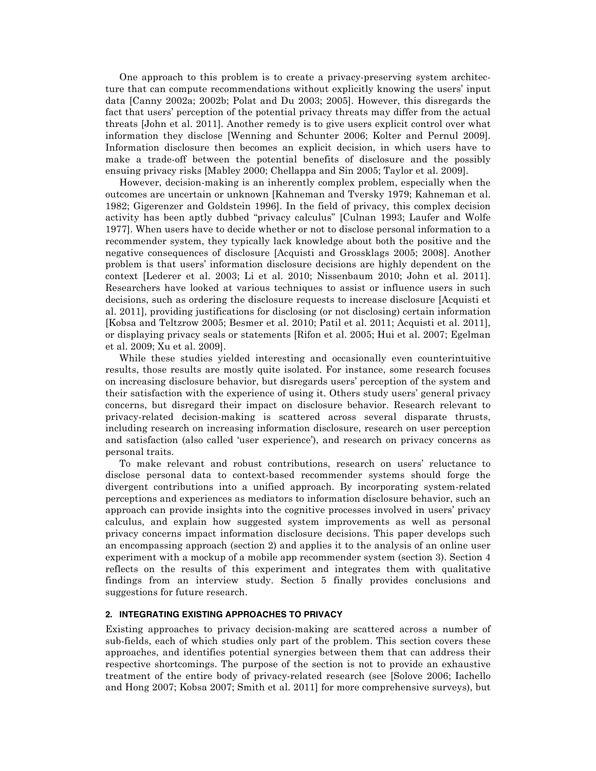One approach to this problem is to create a privacy-preserving system architecture that can compute recommendations without explicitly knowing the users' input data [Canny 2002a; 2002b; Polat and Du 2003; 2005]. However, this disregards the fact that users' perception of the potential privacy threats may differ from the actual threats [John et al. 2011]. Another remedy is to give users explicit control over what information they disclose [Wenning and Schunter 2006; Kolter and Pernul 2009]. Information disclosure then becomes an explicit decision, in which users have to make a trade-off between the potential benefits of disclosure and the possibly ensuing privacy risks [Mabley 2000; Chellappa and Sin 2005; Taylor et al. 2009].

However, decision-making is an inherently complex problem, especially when the outcomes are uncertain or unknown [Kahneman and Tversky 1979; Kahneman et al. 1982; Gigerenzer and Goldstein 1996]. In the field of privacy, this complex decision activity has been aptly dubbed "privacy calculus" [Culnan 1993; Laufer and Wolfe 1977]. When users have to decide whether or not to disclose personal information to a recommender system, they typically lack knowledge about both the positive and the negative consequences of disclosure [Acquisti and Grossklags 2005; 2008]. Another problem is that users' information disclosure decisions are highly dependent on the context [Lederer et al. 2003; Li et al. 2010; Nissenbaum 2010; John et al. 2011]. Researchers have looked at various techniques to assist or influence users in such decisions, such as ordering the disclosure requests to increase disclosure [Acquisti et al. 2011], providing justifications for disclosing (or not disclosing) certain information [Kobsa and Teltzrow 2005; Besmer et al. 2010; Patil et al. 2011; Acquisti et al. 2011], or displaying privacy seals or statements [Rifon et al. 2005; Hui et al. 2007; Egelman et al. 2009; Xu et al. 2009].

While these studies yielded interesting and occasionally even counterintuitive results, those results are mostly quite isolated. For instance, some research focuses on increasing disclosure behavior, but disregards users' perception of the system and their satisfaction with the experience of using it. Others study users' general privacy concerns, but disregard their impact on disclosure behavior. Research relevant to privacy-related decision-making is scattered across several disparate thrusts, including research on increasing information disclosure, research on user perception and satisfaction (also called 'user experience'), and research on privacy concerns as personal traits.

To make relevant and robust contributions, research on users' reluctance to disclose personal data to context-based recommender systems should forge the divergent contributions into a unified approach. By incorporating system-related perceptions and experiences as mediators to information disclosure behavior, such an approach can provide insights into the cognitive processes involved in users' privacy calculus, and explain how suggested system improvements as well as personal privacy concerns impact information disclosure decisions. This paper develops such an encompassing approach (section 2) and applies it to the analysis of an online user experiment with a mockup of a mobile app recommender system (section 3). Section 4 reflects on the results of this experiment and integrates them with qualitative findings from an interview study. Section 5 finally provides conclusions and suggestions for future research.

## 2. INTEGRATING EXISTING APPROACHES TO PRIVACY

Existing approaches to privacy decision-making are scattered across a number of sub-fields, each of which studies only part of the problem. This section covers these approaches, and identifies potential synergies between them that can address their respective shortcomings. The purpose of the section is not to provide an exhaustive treatment of the entire body of privacy-related research (see [Solove 2006; Iachello and Hong 2007; Kobsa 2007; Smith et al. 2011] for more comprehensive surveys), but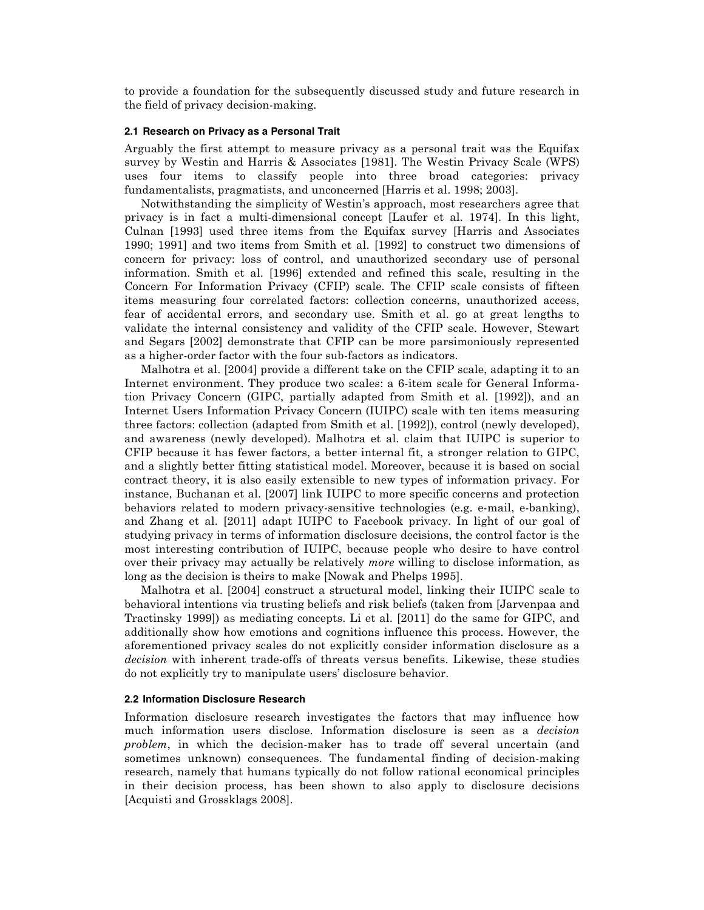to provide a foundation for the subsequently discussed study and future research in the field of privacy decision-making.

### 2.1 Research on Privacy as a Personal Trait

Arguably the first attempt to measure privacy as a personal trait was the Equifax survey by Westin and Harris & Associates [1981]. The Westin Privacy Scale (WPS) uses four items to classify people into three broad categories: privacy fundamentalists, pragmatists, and unconcerned [Harris et al. 1998; 2003].

Notwithstanding the simplicity of Westin's approach, most researchers agree that privacy is in fact a multi-dimensional concept [Laufer et al. 1974]. In this light, Culnan [1993] used three items from the Equifax survey [Harris and Associates 1990; 1991] and two items from Smith et al. [1992] to construct two dimensions of concern for privacy: loss of control, and unauthorized secondary use of personal information. Smith et al. [1996] extended and refined this scale, resulting in the Concern For Information Privacy (CFIP) scale. The CFIP scale consists of fifteen items measuring four correlated factors: collection concerns, unauthorized access, fear of accidental errors, and secondary use. Smith et al. go at great lengths to validate the internal consistency and validity of the CFIP scale. However, Stewart and Segars [2002] demonstrate that CFIP can be more parsimoniously represented as a higher-order factor with the four sub-factors as indicators.

Malhotra et al. [2004] provide a different take on the CFIP scale, adapting it to an Internet environment. They produce two scales: a 6-item scale for General Information Privacy Concern (GIPC, partially adapted from Smith et al. [1992]), and an Internet Users Information Privacy Concern (IUIPC) scale with ten items measuring three factors: collection (adapted from Smith et al. [1992]), control (newly developed), and awareness (newly developed). Malhotra et al. claim that IUIPC is superior to CFIP because it has fewer factors, a better internal fit, a stronger relation to GIPC, and a slightly better fitting statistical model. Moreover, because it is based on social contract theory, it is also easily extensible to new types of information privacy. For instance, Buchanan et al. [2007] link IUIPC to more specific concerns and protection behaviors related to modern privacy-sensitive technologies (e.g. e-mail, e-banking), and Zhang et al. [2011] adapt IUIPC to Facebook privacy. In light of our goal of studying privacy in terms of information disclosure decisions, the control factor is the most interesting contribution of IUIPC, because people who desire to have control over their privacy may actually be relatively *more* willing to disclose information, as long as the decision is theirs to make [Nowak and Phelps 1995].

Malhotra et al. [2004] construct a structural model, linking their IUIPC scale to behavioral intentions via trusting beliefs and risk beliefs (taken from [Jarvenpaa and Tractinsky 1999]) as mediating concepts. Li et al. [2011] do the same for GIPC, and additionally show how emotions and cognitions influence this process. However, the aforementioned privacy scales do not explicitly consider information disclosure as a *decision* with inherent trade-offs of threats versus benefits. Likewise, these studies do not explicitly try to manipulate users' disclosure behavior.

### 2.2 Information Disclosure Research

Information disclosure research investigates the factors that may influence how much information users disclose. Information disclosure is seen as a *decision problem*, in which the decision-maker has to trade off several uncertain (and sometimes unknown) consequences. The fundamental finding of decision-making research, namely that humans typically do not follow rational economical principles in their decision process, has been shown to also apply to disclosure decisions [Acquisti and Grossklags 2008].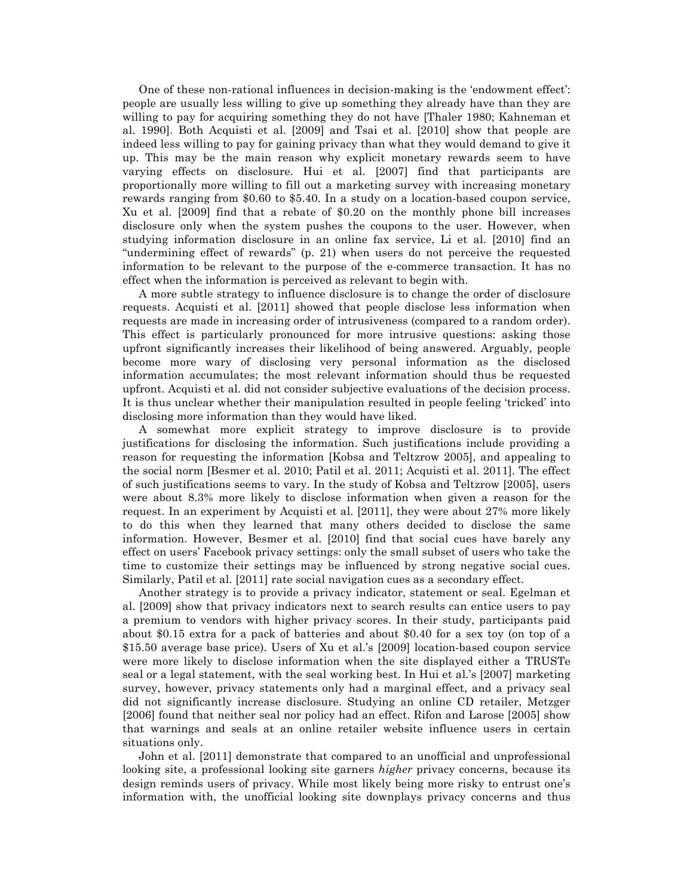One of these non-rational influences in decision-making is the 'endowment effect': people are usually less willing to give up something they already have than they are willing to pay for acquiring something they do not have [Thaler 1980; Kahneman et al. 1990]. Both Acquisti et al. [2009] and Tsai et al. [2010] show that people are indeed less willing to pay for gaining privacy than what they would demand to give it up. This may be the main reason why explicit monetary rewards seem to have varying effects on disclosure. Hui et al. [2007] find that participants are proportionally more willing to fill out a marketing survey with increasing monetary rewards ranging from \$0.60 to \$5.40. In a study on a location-based coupon service, Xu et al. [2009] find that a rebate of \$0.20 on the monthly phone bill increases disclosure only when the system pushes the coupons to the user. However, when studying information disclosure in an online fax service, Li et al. [2010] find an "undermining effect of rewards" (p. 21) when users do not perceive the requested information to be relevant to the purpose of the e-commerce transaction. It has no effect when the information is perceived as relevant to begin with.

A more subtle strategy to influence disclosure is to change the order of disclosure requests. Acquisti et al. [2011] showed that people disclose less information when requests are made in increasing order of intrusiveness (compared to a random order). This effect is particularly pronounced for more intrusive questions: asking those upfront significantly increases their likelihood of being answered. Arguably, people become more wary of disclosing very personal information as the disclosed information accumulates; the most relevant information should thus be requested upfront. Acquisti et al. did not consider subjective evaluations of the decision process. It is thus unclear whether their manipulation resulted in people feeling 'tricked' into disclosing more information than they would have liked.

A somewhat more explicit strategy to improve disclosure is to provide justifications for disclosing the information. Such justifications include providing a reason for requesting the information [Kobsa and Teltzrow 2005], and appealing to the social norm [Besmer et al. 2010; Patil et al. 2011; Acquisti et al. 2011]. The effect of such justifications seems to vary. In the study of Kobsa and Teltzrow [2005], users were about 8.3% more likely to disclose information when given a reason for the request. In an experiment by Acquisti et al. [2011], they were about 27% more likely to do this when they learned that many others decided to disclose the same information. However, Besmer et al. [2010] find that social cues have barely any effect on users' Facebook privacy settings: only the small subset of users who take the time to customize their settings may be influenced by strong negative social cues. Similarly, Patil et al. [2011] rate social navigation cues as a secondary effect.

Another strategy is to provide a privacy indicator, statement or seal. Egelman et al. [2009] show that privacy indicators next to search results can entice users to pay a premium to vendors with higher privacy scores. In their study, participants paid about \$0.15 extra for a pack of batteries and about \$0.40 for a sex toy (on top of a \$15.50 average base price). Users of Xu et al.'s [2009] location-based coupon service were more likely to disclose information when the site displayed either a TRUSTe seal or a legal statement, with the seal working best. In Hui et al.'s [2007] marketing survey, however, privacy statements only had a marginal effect, and a privacy seal did not significantly increase disclosure. Studying an online CD retailer, Metzger [2006] found that neither seal nor policy had an effect. Rifon and Larose [2005] show that warnings and seals at an online retailer website influence users in certain situations only.

John et al. [2011] demonstrate that compared to an unofficial and unprofessional looking site, a professional looking site garners *higher* privacy concerns, because its design reminds users of privacy. While most likely being more risky to entrust one's information with, the unofficial looking site downplays privacy concerns and thus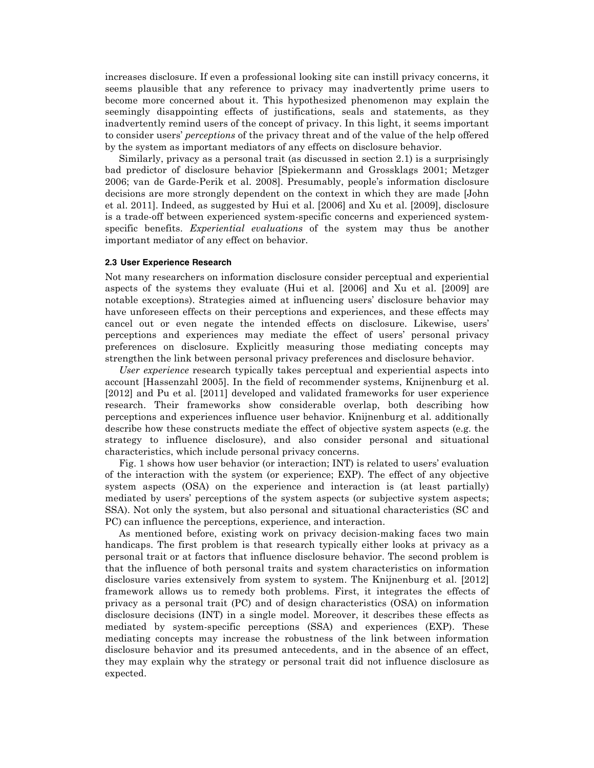increases disclosure. If even a professional looking site can instill privacy concerns, it seems plausible that any reference to privacy may inadvertently prime users to become more concerned about it. This hypothesized phenomenon may explain the seemingly disappointing effects of justifications, seals and statements, as they inadvertently remind users of the concept of privacy. In this light, it seems important to consider users' *perceptions* of the privacy threat and of the value of the help offered by the system as important mediators of any effects on disclosure behavior.

Similarly, privacy as a personal trait (as discussed in section 2.1) is a surprisingly bad predictor of disclosure behavior [Spiekermann and Grossklags 2001; Metzger 2006; van de Garde-Perik et al. 2008]. Presumably, people's information disclosure decisions are more strongly dependent on the context in which they are made [John et al. 2011]. Indeed, as suggested by Hui et al. [2006] and Xu et al. [2009], disclosure is a trade-off between experienced system-specific concerns and experienced system-specific benefits. *Experiential evaluations* of the system may thus be another important mediator of any effect on behavior.

### 2.3 User Experience Research

Not many researchers on information disclosure consider perceptual and experiential aspects of the systems they evaluate (Hui et al. [2006] and Xu et al. [2009] are notable exceptions). Strategies aimed at influencing users' disclosure behavior may have unforeseen effects on their perceptions and experiences, and these effects may cancel out or even negate the intended effects on disclosure. Likewise, users' perceptions and experiences may mediate the effect of users' personal privacy preferences on disclosure. Explicitly measuring those mediating concepts may strengthen the link between personal privacy preferences and disclosure behavior.

*User experience* research typically takes perceptual and experiential aspects into account [Hassenzahl 2005]. In the field of recommender systems, Knijnenburg et al. [2012] and Pu et al. [2011] developed and validated frameworks for user experience research. Their frameworks show considerable overlap, both describing how perceptions and experiences influence user behavior. Knijnenburg et al. additionally describe how these constructs mediate the effect of objective system aspects (e.g. the strategy to influence disclosure), and also consider personal and situational characteristics, which include personal privacy concerns.

Fig. 1 shows how user behavior (or interaction; INT) is related to users' evaluation of the interaction with the system (or experience; EXP). The effect of any objective system aspects (OSA) on the experience and interaction is (at least partially) mediated by users' perceptions of the system aspects (or subjective system aspects; SSA). Not only the system, but also personal and situational characteristics (SC and PC) can influence the perceptions, experience, and interaction.

As mentioned before, existing work on privacy decision-making faces two main handicaps. The first problem is that research typically either looks at privacy as a personal trait or at factors that influence disclosure behavior. The second problem is that the influence of both personal traits and system characteristics on information disclosure varies extensively from system to system. The Knijnenburg et al. [2012] framework allows us to remedy both problems. First, it integrates the effects of privacy as a personal trait (PC) and of design characteristics (OSA) on information disclosure decisions (INT) in a single model. Moreover, it describes these effects as mediated by system-specific perceptions (SSA) and experiences (EXP). These mediating concepts may increase the robustness of the link between information disclosure behavior and its presumed antecedents, and in the absence of an effect, they may explain why the strategy or personal trait did not influence disclosure as expected.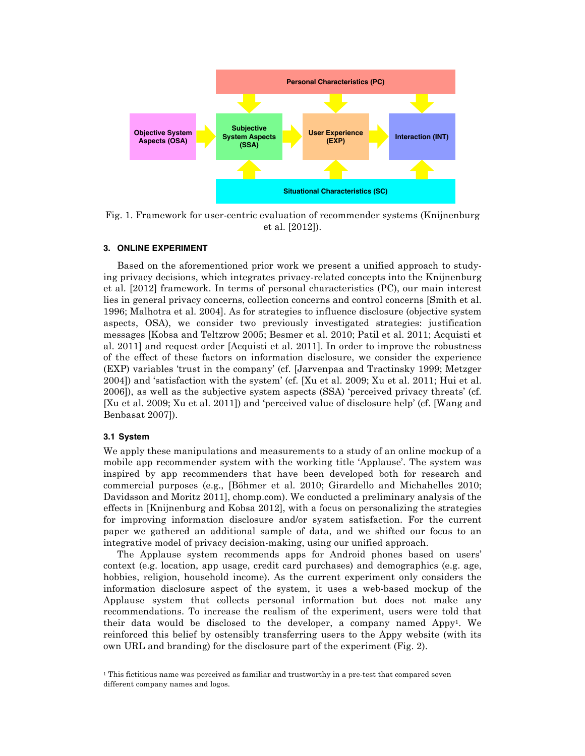Fig. 1. Framework for user-centric evaluation of recommender systems (Knijnenburg et al. [2012]).

### 3. ONLINE EXPERIMENT

Based on the aforementioned prior work we present a unified approach to studying privacy decisions, which integrates privacy-related concepts into the Knijnenburg et al. [2012] framework. In terms of personal characteristics (PC), our main interest lies in general privacy concerns, collection concerns and control concerns [Smith et al. 1996; Malhotra et al. 2004]. As for strategies to influence disclosure (objective system aspects, OSA), we consider two previously investigated strategies: justification messages [Kobsa and Teltzrow 2005; Besmer et al. 2010; Patil et al. 2011; Acquisti et al. 2011] and request order [Acquisti et al. 2011]. In order to improve the robustness of the effect of these factors on information disclosure, we consider the experience (EXP) variables 'trust in the company' (cf. [Jarvenpaa and Tractinsky 1999; Metzger 2004]) and 'satisfaction with the system' (cf. [Xu et al. 2009; Xu et al. 2011; Hui et al. 2006]), as well as the subjective system aspects (SSA) 'perceived privacy threats' (cf. [Xu et al. 2009; Xu et al. 2011]) and 'perceived value of disclosure help' (cf. [Wang and Benbasat 2007]).

#### 3.1 System

We apply these manipulations and measurements to a study of an online mockup of a mobile app recommender system with the working title 'Applause'. The system was inspired by app recommenders that have been developed both for research and commercial purposes (e.g., [Böhmer et al. 2010; Girardello and Michahelles 2010; Davidsson and Moritz 2011], chomp.com). We conducted a preliminary analysis of the effects in [Knijnenburg and Kobsa 2012], with a focus on personalizing the strategies for improving information disclosure and/or system satisfaction. For the current paper we gathered an additional sample of data, and we shifted our focus to an integrative model of privacy decision-making, using our unified approach.

The Applause system recommends apps for Android phones based on users' context (e.g. location, app usage, credit card purchases) and demographics (e.g. age, hobbies, religion, household income). As the current experiment only considers the information disclosure aspect of the system, it uses a web-based mockup of the Applause system that collects personal information but does not make any recommendations. To increase the realism of the experiment, users were told that their data would be disclosed to the developer, a company named Appy[1]. We reinforced this belief by ostensibly transferring users to the Appy website (with its own URL and branding) for the disclosure part of the experiment (Fig. 2).

[1] This fictitious name was perceived as familiar and trustworthy in a pre-test that compared seven different company names and logos.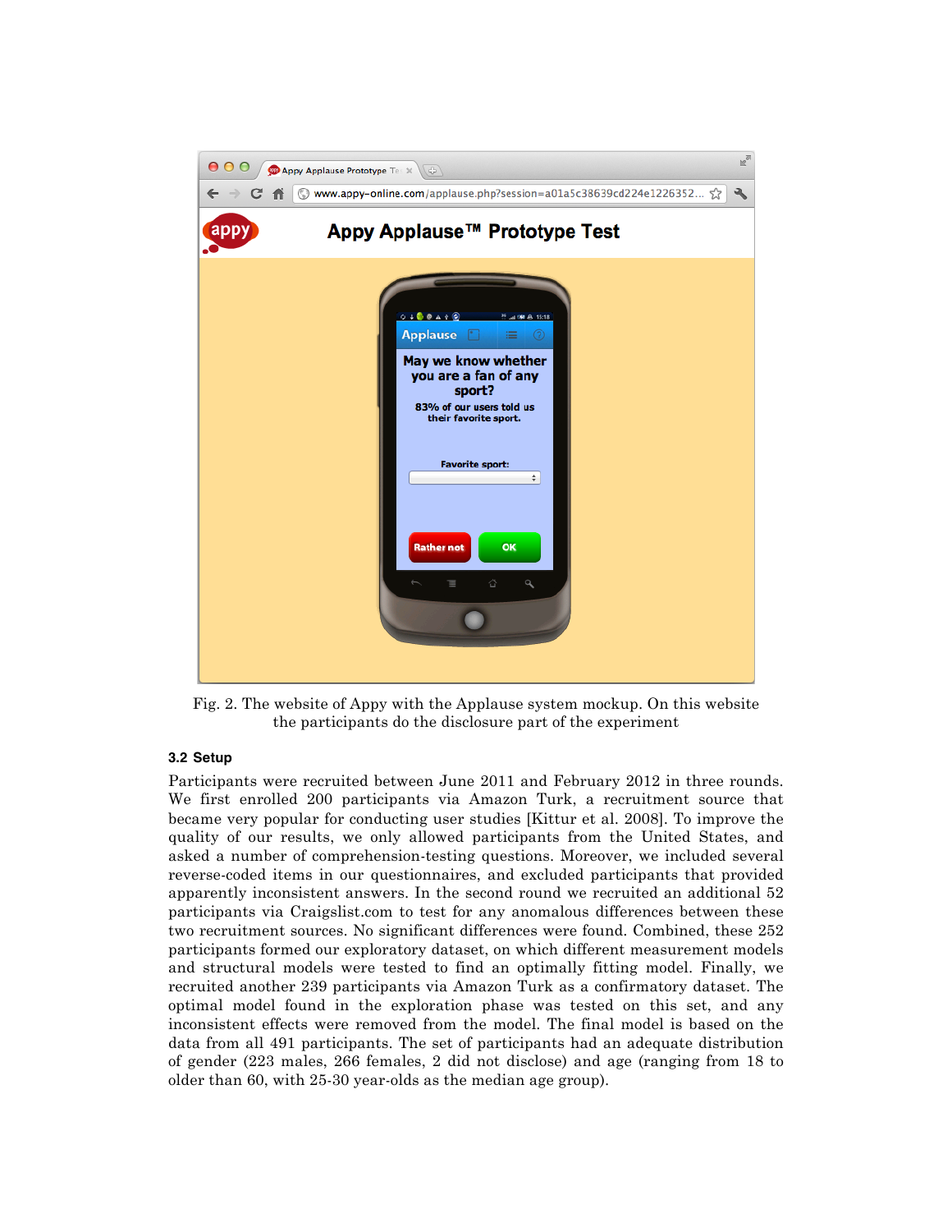Fig. 2. The website of Appy with the Applause system mockup. On this website the participants do the disclosure part of the experiment

### 3.2 Setup

Participants were recruited between June 2011 and February 2012 in three rounds. We first enrolled 200 participants via Amazon Turk, a recruitment source that became very popular for conducting user studies [Kittur et al. 2008]. To improve the quality of our results, we only allowed participants from the United States, and asked a number of comprehension-testing questions. Moreover, we included several reverse-coded items in our questionnaires, and excluded participants that provided apparently inconsistent answers. In the second round we recruited an additional 52 participants via Craigslist.com to test for any anomalous differences between these two recruitment sources. No significant differences were found. Combined, these 252 participants formed our exploratory dataset, on which different measurement models and structural models were tested to find an optimally fitting model. Finally, we recruited another 239 participants via Amazon Turk as a confirmatory dataset. The optimal model found in the exploration phase was tested on this set, and any inconsistent effects were removed from the model. The final model is based on the data from all 491 participants. The set of participants had an adequate distribution of gender (223 males, 266 females, 2 did not disclose) and age (ranging from 18 to older than 60, with 25-30 year-olds as the median age group).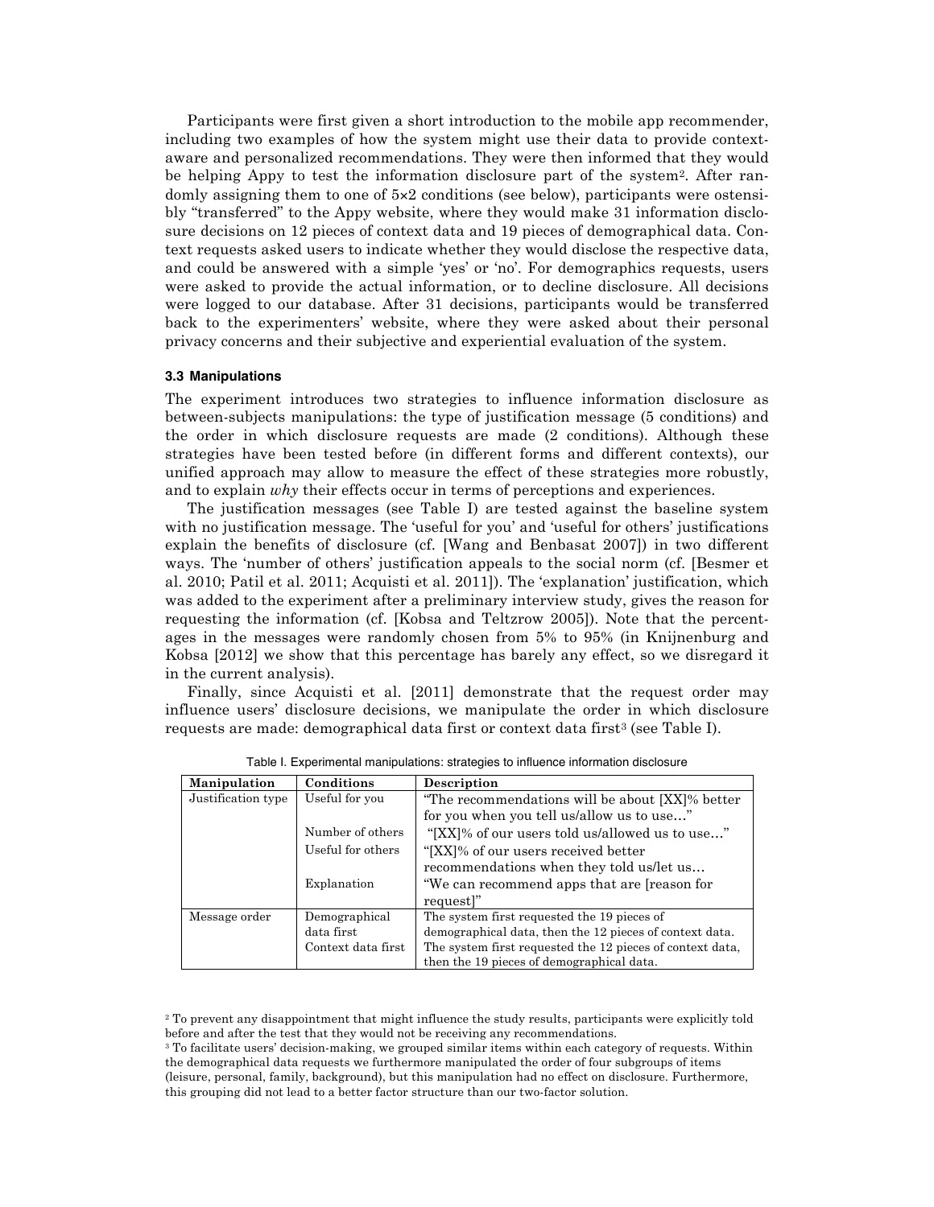Participants were first given a short introduction to the mobile app recommender, including two examples of how the system might use their data to provide context-aware and personalized recommendations. They were then informed that they would be helping Appy to test the information disclosure part of the system[2]. After randomly assigning them to one of 5×2 conditions (see below), participants were ostensibly "transferred" to the Appy website, where they would make 31 information disclosure decisions on 12 pieces of context data and 19 pieces of demographical data. Context requests asked users to indicate whether they would disclose the respective data, and could be answered with a simple 'yes' or 'no'. For demographics requests, users were asked to provide the actual information, or to decline disclosure. All decisions were logged to our database. After 31 decisions, participants would be transferred back to the experimenters' website, where they were asked about their personal privacy concerns and their subjective and experiential evaluation of the system.

### 3.3 Manipulations

The experiment introduces two strategies to influence information disclosure as between-subjects manipulations: the type of justification message (5 conditions) and the order in which disclosure requests are made (2 conditions). Although these strategies have been tested before (in different forms and different contexts), our unified approach may allow to measure the effect of these strategies more robustly, and to explain *why* their effects occur in terms of perceptions and experiences.

The justification messages (see Table I) are tested against the baseline system with no justification message. The 'useful for you' and 'useful for others' justifications explain the benefits of disclosure (cf. [Wang and Benbasat 2007]) in two different ways. The 'number of others' justification appeals to the social norm (cf. [Besmer et al. 2010; Patil et al. 2011; Acquisti et al. 2011]). The 'explanation' justification, which was added to the experiment after a preliminary interview study, gives the reason for requesting the information (cf. [Kobsa and Teltzrow 2005]). Note that the percentages in the messages were randomly chosen from 5% to 95% (in Knijnenburg and Kobsa [2012] we show that this percentage has barely any effect, so we disregard it in the current analysis).

Finally, since Acquisti et al. [2011] demonstrate that the request order may influence users' disclosure decisions, we manipulate the order in which disclosure requests are made: demographical data first or context data first[3] (see Table I).

Table I. Experimental manipulations: strategies to influence information disclosure

| Manipulation | Conditions | Description |
|---|---|---|
| Justification type | Useful for you | "The recommendations will be about [XX]% better for you when you tell us/allow us to use…" |
| | Number of others | "[XX]% of our users told us/allowed us to use…" |
| | Useful for others | "[XX]% of our users received better recommendations when they told us/let us… |
| | Explanation | "We can recommend apps that are [reason for request]" |
| Message order | Demographical data first | The system first requested the 19 pieces of demographical data, then the 12 pieces of context data. |
| | Context data first | The system first requested the 12 pieces of context data, then the 19 pieces of demographical data. |

[2] To prevent any disappointment that might influence the study results, participants were explicitly told before and after the test that they would not be receiving any recommendations.

[3] To facilitate users' decision-making, we grouped similar items within each category of requests. Within the demographical data requests we furthermore manipulated the order of four subgroups of items (leisure, personal, family, background), but this manipulation had no effect on disclosure. Furthermore, this grouping did not lead to a better factor structure than our two-factor solution.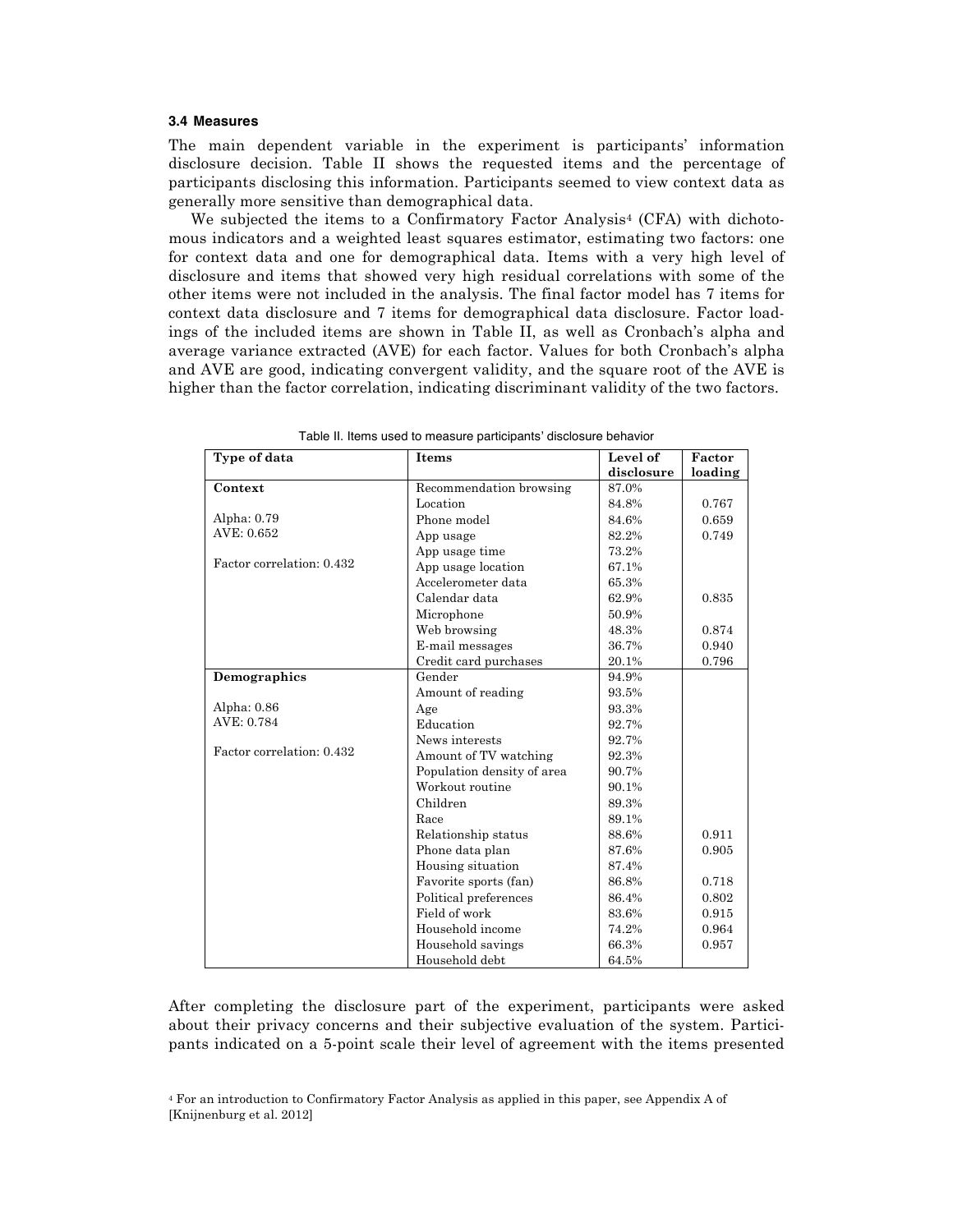### 3.4 Measures

The main dependent variable in the experiment is participants' information disclosure decision. Table II shows the requested items and the percentage of participants disclosing this information. Participants seemed to view context data as generally more sensitive than demographical data.

We subjected the items to a Confirmatory Factor Analysis[4] (CFA) with dichotomous indicators and a weighted least squares estimator, estimating two factors: one for context data and one for demographical data. Items with a very high level of disclosure and items that showed very high residual correlations with some of the other items were not included in the analysis. The final factor model has 7 items for context data disclosure and 7 items for demographical data disclosure. Factor loadings of the included items are shown in Table II, as well as Cronbach's alpha and average variance extracted (AVE) for each factor. Values for both Cronbach's alpha and AVE are good, indicating convergent validity, and the square root of the AVE is higher than the factor correlation, indicating discriminant validity of the two factors.

Table II. Items used to measure participants' disclosure behavior

| Type of data | Items | Level of disclosure | Factor loading |
|---|---|---|---|
| **Context** | Recommendation browsing | 87.0% | |
| | Location | 84.8% | 0.767 |
| Alpha: 0.79 | Phone model | 84.6% | 0.659 |
| AVE: 0.652 | App usage | 82.2% | 0.749 |
| | App usage time | 73.2% | |
| Factor correlation: 0.432 | App usage location | 67.1% | |
| | Accelerometer data | 65.3% | |
| | Calendar data | 62.9% | 0.835 |
| | Microphone | 50.9% | |
| | Web browsing | 48.3% | 0.874 |
| | E-mail messages | 36.7% | 0.940 |
| | Credit card purchases | 20.1% | 0.796 |
| **Demographics** | Gender | 94.9% | |
| | Amount of reading | 93.5% | |
| Alpha: 0.86 | Age | 93.3% | |
| AVE: 0.784 | Education | 92.7% | |
| | News interests | 92.7% | |
| Factor correlation: 0.432 | Amount of TV watching | 92.3% | |
| | Population density of area | 90.7% | |
| | Workout routine | 90.1% | |
| | Children | 89.3% | |
| | Race | 89.1% | |
| | Relationship status | 88.6% | 0.911 |
| | Phone data plan | 87.6% | 0.905 |
| | Housing situation | 87.4% | |
| | Favorite sports (fan) | 86.8% | 0.718 |
| | Political preferences | 86.4% | 0.802 |
| | Field of work | 83.6% | 0.915 |
| | Household income | 74.2% | 0.964 |
| | Household savings | 66.3% | 0.957 |
| | Household debt | 64.5% | |

After completing the disclosure part of the experiment, participants were asked about their privacy concerns and their subjective evaluation of the system. Participants indicated on a 5-point scale their level of agreement with the items presented

[4] For an introduction to Confirmatory Factor Analysis as applied in this paper, see Appendix A of [Knijnenburg et al. 2012]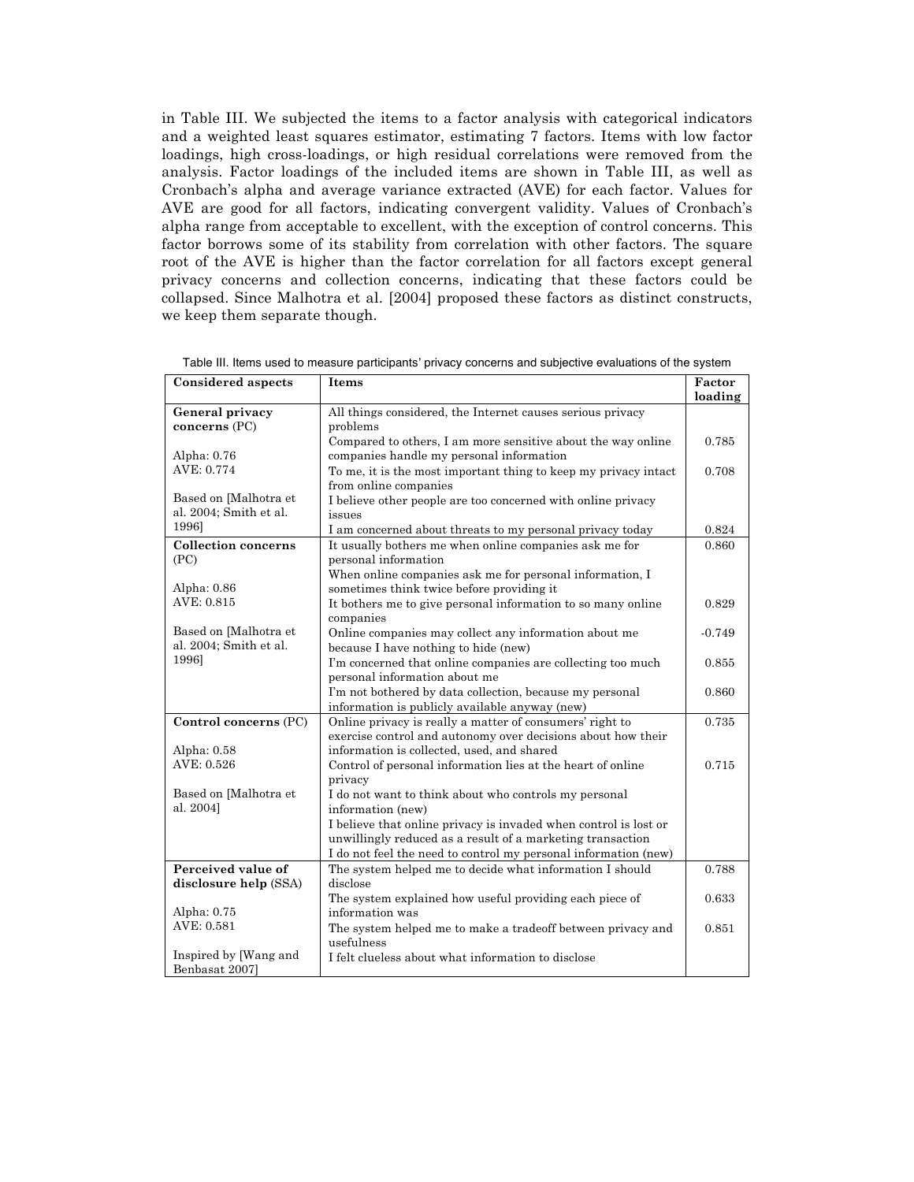in Table III. We subjected the items to a factor analysis with categorical indicators and a weighted least squares estimator, estimating 7 factors. Items with low factor loadings, high cross-loadings, or high residual correlations were removed from the analysis. Factor loadings of the included items are shown in Table III, as well as Cronbach's alpha and average variance extracted (AVE) for each factor. Values for AVE are good for all factors, indicating convergent validity. Values of Cronbach's alpha range from acceptable to excellent, with the exception of control concerns. This factor borrows some of its stability from correlation with other factors. The square root of the AVE is higher than the factor correlation for all factors except general privacy concerns and collection concerns, indicating that these factors could be collapsed. Since Malhotra et al. [2004] proposed these factors as distinct constructs, we keep them separate though.

Table III. Items used to measure participants' privacy concerns and subjective evaluations of the system

| Considered aspects | Items | Factor loading |
|---|---|---|
| **General privacy concerns** (PC) | All things considered, the Internet causes serious privacy problems | |
| | Compared to others, I am more sensitive about the way online companies handle my personal information | 0.785 |
| Alpha: 0.76<br>AVE: 0.774 | To me, it is the most important thing to keep my privacy intact from online companies | 0.708 |
| Based on [Malhotra et al. 2004; Smith et al. 1996] | I believe other people are too concerned with online privacy issues | |
| | I am concerned about threats to my personal privacy today | 0.824 |
| **Collection concerns** (PC) | It usually bothers me when online companies ask me for personal information | 0.860 |
| | When online companies ask me for personal information, I sometimes think twice before providing it | |
| Alpha: 0.86<br>AVE: 0.815 | It bothers me to give personal information to so many online companies | 0.829 |
| Based on [Malhotra et al. 2004; Smith et al. 1996] | Online companies may collect any information about me because I have nothing to hide (new) | -0.749 |
| | I'm concerned that online companies are collecting too much personal information about me | 0.855 |
| | I'm not bothered by data collection, because my personal information is publicly available anyway (new) | 0.860 |
| **Control concerns** (PC) | Online privacy is really a matter of consumers' right to exercise control and autonomy over decisions about how their information is collected, used, and shared | 0.735 |
| Alpha: 0.58<br>AVE: 0.526 | Control of personal information lies at the heart of online privacy | 0.715 |
| Based on [Malhotra et al. 2004] | I do not want to think about who controls my personal information (new) | |
| | I believe that online privacy is invaded when control is lost or unwillingly reduced as a result of a marketing transaction | |
| | I do not feel the need to control my personal information (new) | |
| **Perceived value of disclosure help** (SSA) | The system helped me to decide what information I should disclose | 0.788 |
| | The system explained how useful providing each piece of information was | 0.633 |
| Alpha: 0.75<br>AVE: 0.581 | The system helped me to make a tradeoff between privacy and usefulness | 0.851 |
| Inspired by [Wang and Benbasat 2007] | I felt clueless about what information to disclose | |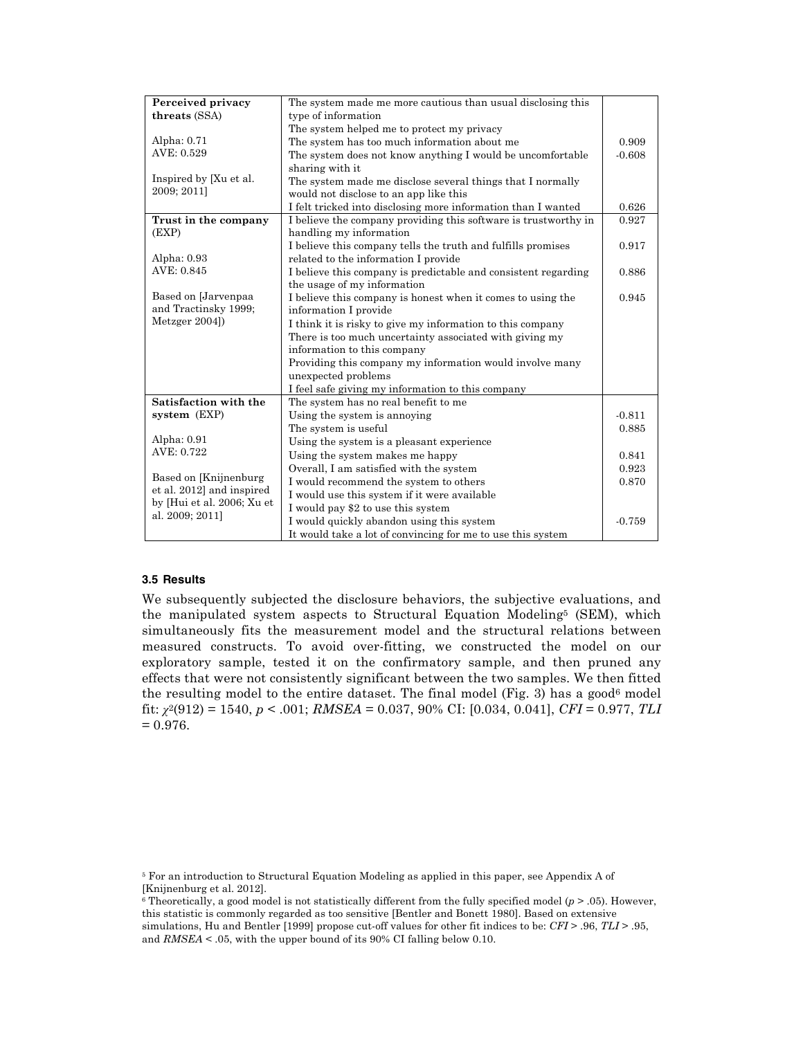| | | |
|---|---|---|
| **Perceived privacy threats** (SSA)<br><br>Alpha: 0.71<br>AVE: 0.529<br><br>Inspired by [Xu et al. 2009; 2011] | The system made me more cautious than usual disclosing this type of information | |
| | The system helped me to protect my privacy | |
| | The system has too much information about me | 0.909 |
| | The system does not know anything I would be uncomfortable sharing with it | -0.608 |
| | The system made me disclose several things that I normally would not disclose to an app like this | |
| | I felt tricked into disclosing more information than I wanted | 0.626 |
| **Trust in the company** (EXP)<br><br>Alpha: 0.93<br>AVE: 0.845<br><br>Based on [Jarvenpaa and Tractinsky 1999; Metzger 2004]) | I believe the company providing this software is trustworthy in handling my information | 0.927 |
| | I believe this company tells the truth and fulfills promises related to the information I provide | 0.917 |
| | I believe this company is predictable and consistent regarding the usage of my information | 0.886 |
| | I believe this company is honest when it comes to using the information I provide | 0.945 |
| | I think it is risky to give my information to this company | |
| | There is too much uncertainty associated with giving my information to this company | |
| | Providing this company my information would involve many unexpected problems | |
| | I feel safe giving my information to this company | |
| **Satisfaction with the system** (EXP)<br><br>Alpha: 0.91<br>AVE: 0.722<br><br>Based on [Knijnenburg et al. 2012] and inspired by [Hui et al. 2006; Xu et al. 2009; 2011] | The system has no real benefit to me | |
| | Using the system is annoying | -0.811 |
| | The system is useful | 0.885 |
| | Using the system is a pleasant experience | |
| | Using the system makes me happy | 0.841 |
| | Overall, I am satisfied with the system | 0.923 |
| | I would recommend the system to others | 0.870 |
| | I would use this system if it were available | |
| | I would pay $2 to use this system | |
| | I would quickly abandon using this system | -0.759 |
| | It would take a lot of convincing for me to use this system | |

### 3.5 Results

We subsequently subjected the disclosure behaviors, the subjective evaluations, and the manipulated system aspects to Structural Equation Modeling[5] (SEM), which simultaneously fits the measurement model and the structural relations between measured constructs. To avoid over-fitting, we constructed the model on our exploratory sample, tested it on the confirmatory sample, and then pruned any effects that were not consistently significant between the two samples. We then fitted the resulting model to the entire dataset. The final model (Fig. 3) has a good[6] model fit: $\chi^2(912) = 1540$, $p < .001$; $RMSEA = 0.037$, 90% CI: [0.034, 0.041], $CFI = 0.977$, $TLI = 0.976$.

[5] For an introduction to Structural Equation Modeling as applied in this paper, see Appendix A of [Knijnenburg et al. 2012].

[6] Theoretically, a good model is not statistically different from the fully specified model ($p > .05$). However, this statistic is commonly regarded as too sensitive [Bentler and Bonett 1980]. Based on extensive simulations, Hu and Bentler [1999] propose cut-off values for other fit indices to be: $CFI > .96$, $TLI > .95$, and $RMSEA < .05$, with the upper bound of its 90% CI falling below 0.10.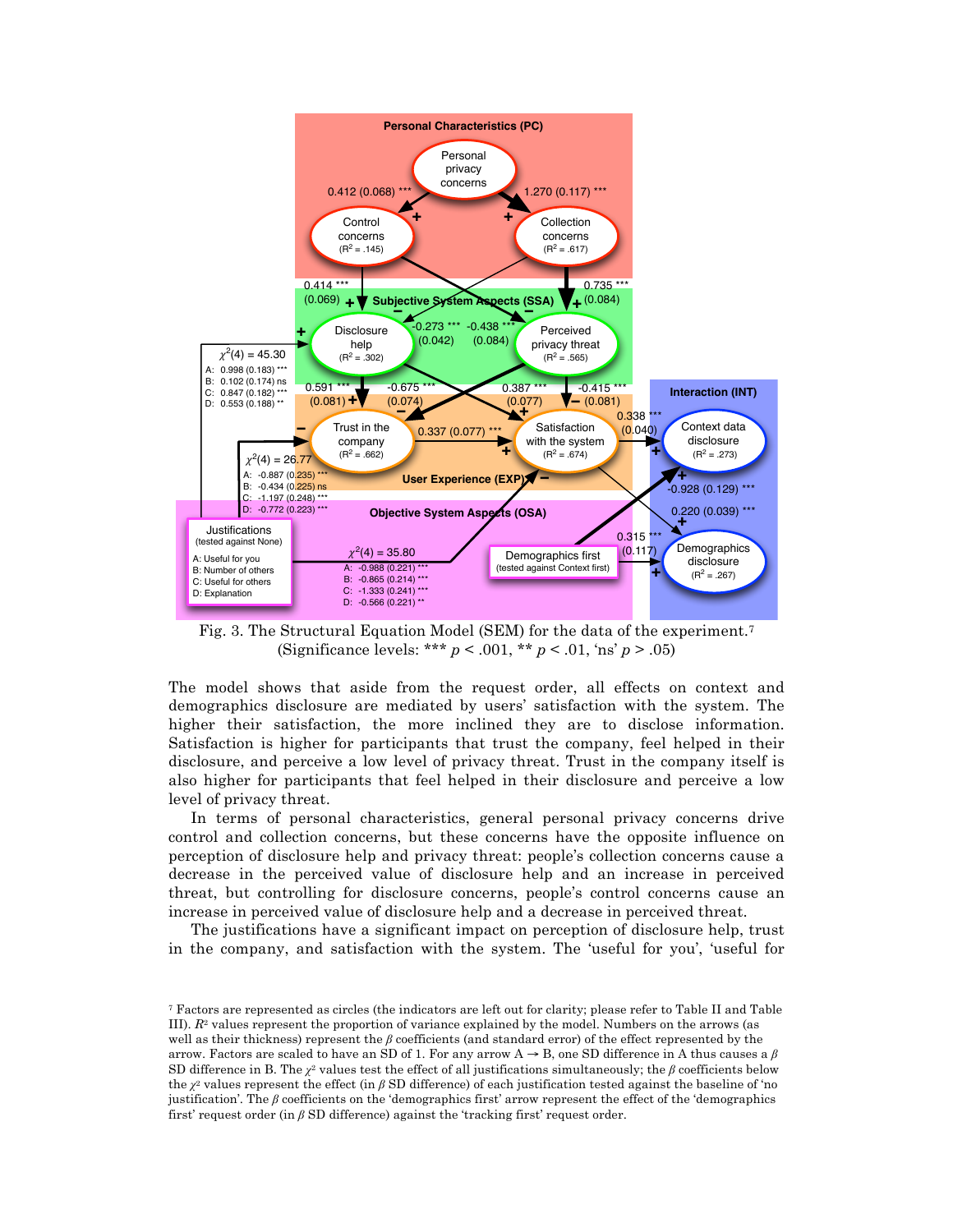Fig. 3. The Structural Equation Model (SEM) for the data of the experiment.[7] (Significance levels: *** $p < .001$, ** $p < .01$, 'ns' $p > .05$)

The model shows that aside from the request order, all effects on context and demographics disclosure are mediated by users' satisfaction with the system. The higher their satisfaction, the more inclined they are to disclose information. Satisfaction is higher for participants that trust the company, feel helped in their disclosure, and perceive a low level of privacy threat. Trust in the company itself is also higher for participants that feel helped in their disclosure and perceive a low level of privacy threat.

In terms of personal characteristics, general personal privacy concerns drive control and collection concerns, but these concerns have the opposite influence on perception of disclosure help and privacy threat: people's collection concerns cause a decrease in the perceived value of disclosure help and an increase in perceived threat, but controlling for disclosure concerns, people's control concerns cause an increase in perceived value of disclosure help and a decrease in perceived threat.

The justifications have a significant impact on perception of disclosure help, trust in the company, and satisfaction with the system. The 'useful for you', 'useful for

[7] Factors are represented as circles (the indicators are left out for clarity; please refer to Table II and Table III). $R^2$ values represent the proportion of variance explained by the model. Numbers on the arrows (as well as their thickness) represent the $\beta$ coefficients (and standard error) of the effect represented by the arrow. Factors are scaled to have an SD of 1. For any arrow A → B, one SD difference in A thus causes a $\beta$ SD difference in B. The $\chi^2$ values test the effect of all justifications simultaneously; the $\beta$ coefficients below the $\chi^2$ values represent the effect (in $\beta$ SD difference) of each justification tested against the baseline of 'no justification'. The $\beta$ coefficients on the 'demographics first' arrow represent the effect of the 'demographics first' request order (in $\beta$ SD difference) against the 'tracking first' request order.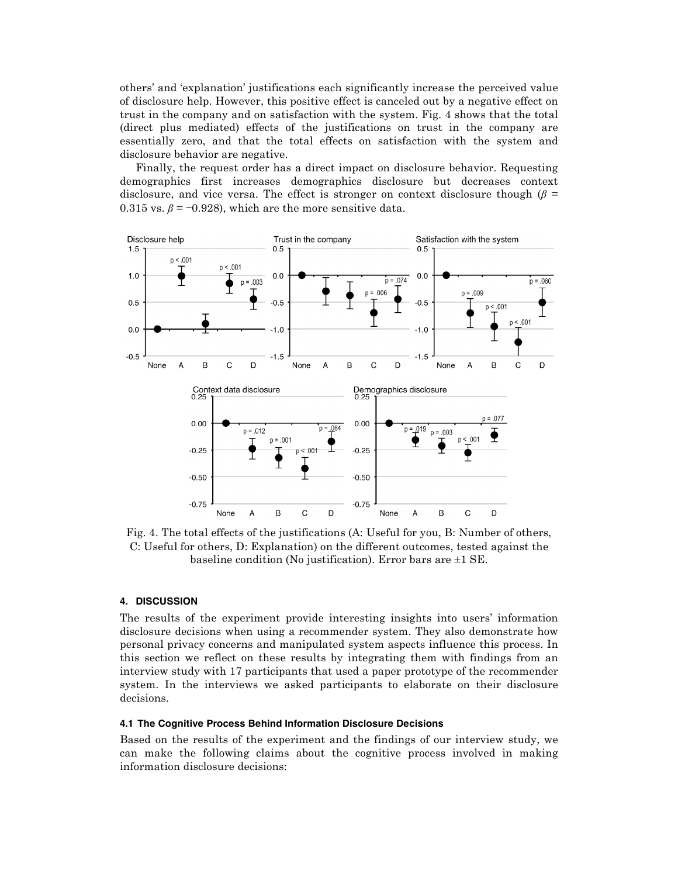others' and 'explanation' justifications each significantly increase the perceived value of disclosure help. However, this positive effect is canceled out by a negative effect on trust in the company and on satisfaction with the system. Fig. 4 shows that the total (direct plus mediated) effects of the justifications on trust in the company are essentially zero, and that the total effects on satisfaction with the system and disclosure behavior are negative.

Finally, the request order has a direct impact on disclosure behavior. Requesting demographics first increases demographics disclosure but decreases context disclosure, and vice versa. The effect is stronger on context disclosure though ($\beta$ = 0.315 vs. $\beta$ = −0.928), which are the more sensitive data.

Fig. 4. The total effects of the justifications (A: Useful for you, B: Number of others, C: Useful for others, D: Explanation) on the different outcomes, tested against the baseline condition (No justification). Error bars are ±1 SE.

## 4. DISCUSSION

The results of the experiment provide interesting insights into users' information disclosure decisions when using a recommender system. They also demonstrate how personal privacy concerns and manipulated system aspects influence this process. In this section we reflect on these results by integrating them with findings from an interview study with 17 participants that used a paper prototype of the recommender system. In the interviews we asked participants to elaborate on their disclosure decisions.

### 4.1 The Cognitive Process Behind Information Disclosure Decisions

Based on the results of the experiment and the findings of our interview study, we can make the following claims about the cognitive process involved in making information disclosure decisions: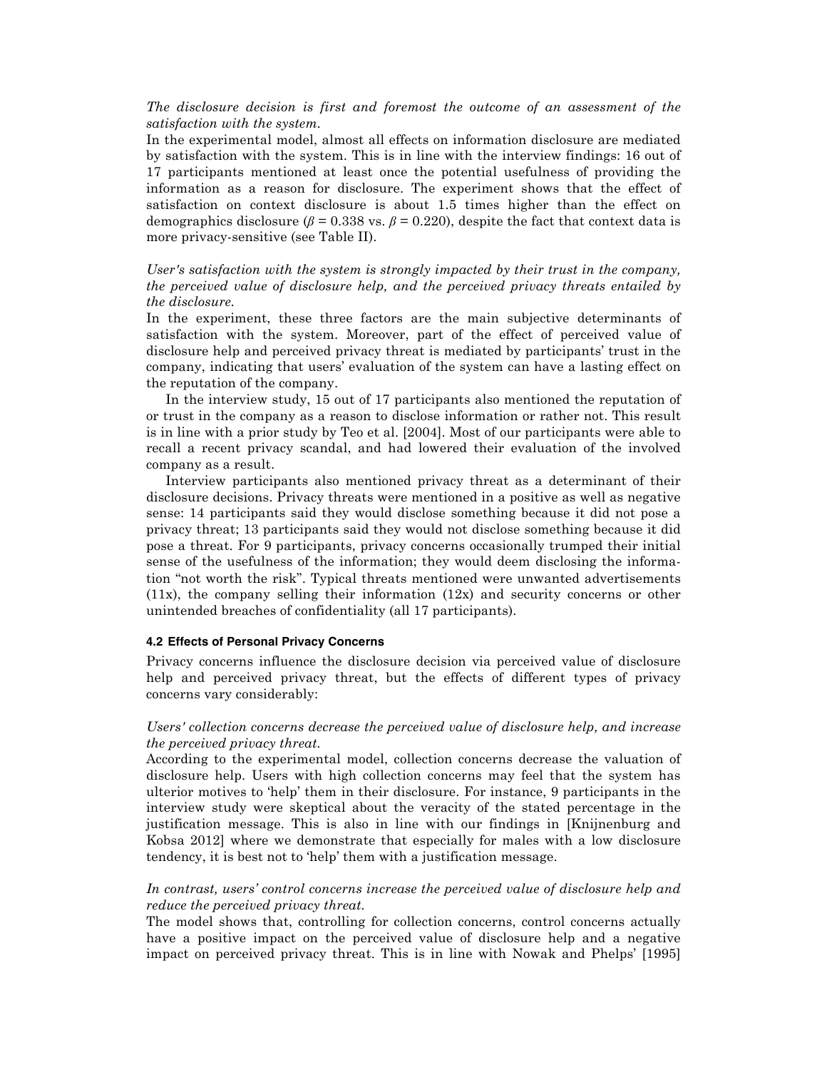*The disclosure decision is first and foremost the outcome of an assessment of the satisfaction with the system.*

In the experimental model, almost all effects on information disclosure are mediated by satisfaction with the system. This is in line with the interview findings: 16 out of 17 participants mentioned at least once the potential usefulness of providing the information as a reason for disclosure. The experiment shows that the effect of satisfaction on context disclosure is about 1.5 times higher than the effect on demographics disclosure ($\beta = 0.338$ vs. $\beta = 0.220$), despite the fact that context data is more privacy-sensitive (see Table II).

*User's satisfaction with the system is strongly impacted by their trust in the company, the perceived value of disclosure help, and the perceived privacy threats entailed by the disclosure.*

In the experiment, these three factors are the main subjective determinants of satisfaction with the system. Moreover, part of the effect of perceived value of disclosure help and perceived privacy threat is mediated by participants' trust in the company, indicating that users' evaluation of the system can have a lasting effect on the reputation of the company.

In the interview study, 15 out of 17 participants also mentioned the reputation of or trust in the company as a reason to disclose information or rather not. This result is in line with a prior study by Teo et al. [2004]. Most of our participants were able to recall a recent privacy scandal, and had lowered their evaluation of the involved company as a result.

Interview participants also mentioned privacy threat as a determinant of their disclosure decisions. Privacy threats were mentioned in a positive as well as negative sense: 14 participants said they would disclose something because it did not pose a privacy threat; 13 participants said they would not disclose something because it did pose a threat. For 9 participants, privacy concerns occasionally trumped their initial sense of the usefulness of the information; they would deem disclosing the information "not worth the risk". Typical threats mentioned were unwanted advertisements (11x), the company selling their information (12x) and security concerns or other unintended breaches of confidentiality (all 17 participants).

### 4.2 Effects of Personal Privacy Concerns

Privacy concerns influence the disclosure decision via perceived value of disclosure help and perceived privacy threat, but the effects of different types of privacy concerns vary considerably:

*Users' collection concerns decrease the perceived value of disclosure help, and increase the perceived privacy threat.*

According to the experimental model, collection concerns decrease the valuation of disclosure help. Users with high collection concerns may feel that the system has ulterior motives to 'help' them in their disclosure. For instance, 9 participants in the interview study were skeptical about the veracity of the stated percentage in the justification message. This is also in line with our findings in [Knijnenburg and Kobsa 2012] where we demonstrate that especially for males with a low disclosure tendency, it is best not to 'help' them with a justification message.

*In contrast, users' control concerns increase the perceived value of disclosure help and reduce the perceived privacy threat.*

The model shows that, controlling for collection concerns, control concerns actually have a positive impact on the perceived value of disclosure help and a negative impact on perceived privacy threat. This is in line with Nowak and Phelps' [1995]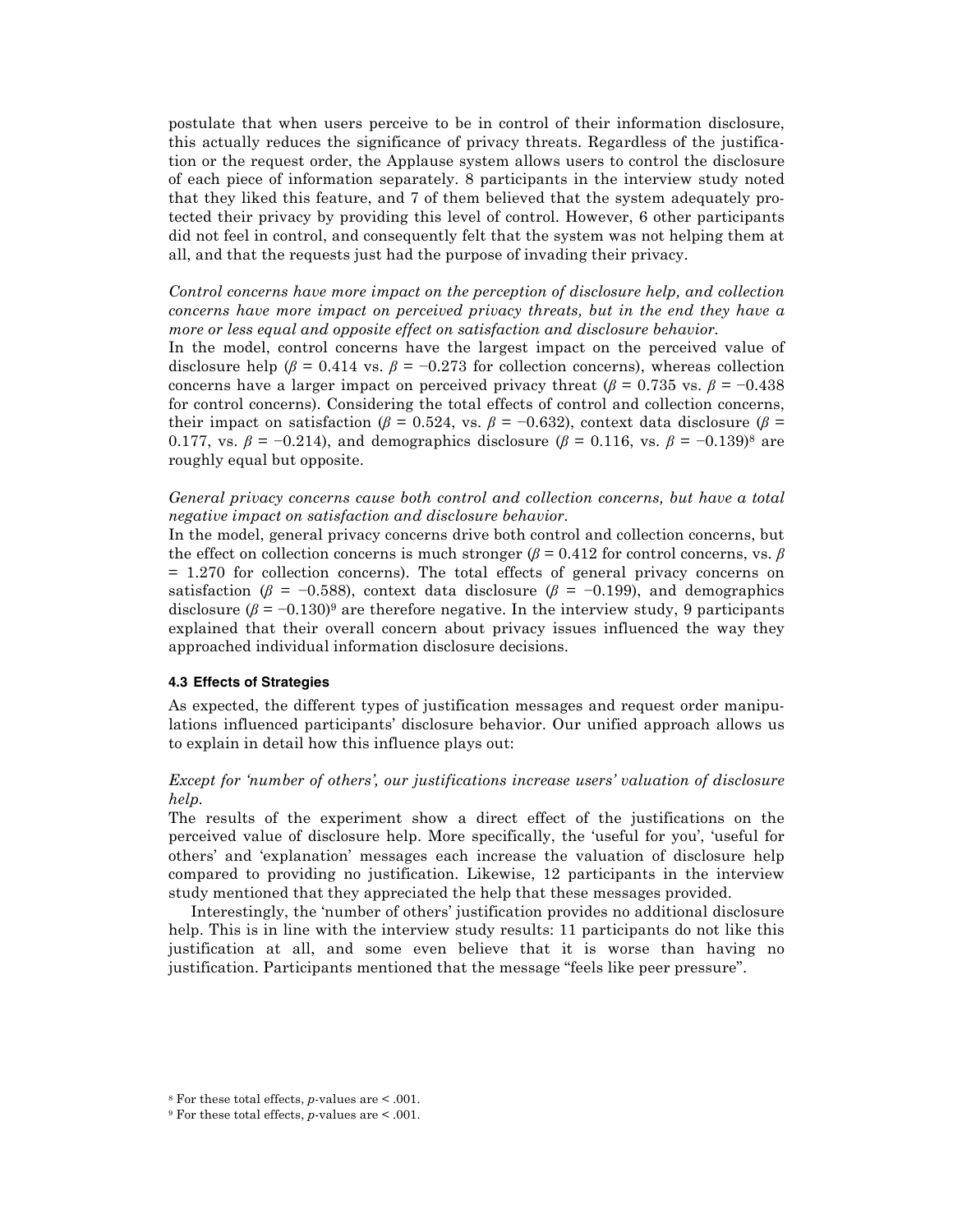postulate that when users perceive to be in control of their information disclosure, this actually reduces the significance of privacy threats. Regardless of the justification or the request order, the Applause system allows users to control the disclosure of each piece of information separately. 8 participants in the interview study noted that they liked this feature, and 7 of them believed that the system adequately protected their privacy by providing this level of control. However, 6 other participants did not feel in control, and consequently felt that the system was not helping them at all, and that the requests just had the purpose of invading their privacy.

*Control concerns have more impact on the perception of disclosure help, and collection concerns have more impact on perceived privacy threats, but in the end they have a more or less equal and opposite effect on satisfaction and disclosure behavior.*
In the model, control concerns have the largest impact on the perceived value of disclosure help ($\beta = 0.414$ vs. $\beta = -0.273$ for collection concerns), whereas collection concerns have a larger impact on perceived privacy threat ($\beta = 0.735$ vs. $\beta = -0.438$ for control concerns). Considering the total effects of control and collection concerns, their impact on satisfaction ($\beta = 0.524$, vs. $\beta = -0.632$), context data disclosure ($\beta = 0.177$, vs. $\beta = -0.214$), and demographics disclosure ($\beta = 0.116$, vs. $\beta = -0.139$)[8] are roughly equal but opposite.

*General privacy concerns cause both control and collection concerns, but have a total negative impact on satisfaction and disclosure behavior.*
In the model, general privacy concerns drive both control and collection concerns, but the effect on collection concerns is much stronger ($\beta = 0.412$ for control concerns, vs. $\beta = 1.270$ for collection concerns). The total effects of general privacy concerns on satisfaction ($\beta = -0.588$), context data disclosure ($\beta = -0.199$), and demographics disclosure ($\beta = -0.130$)[9] are therefore negative. In the interview study, 9 participants explained that their overall concern about privacy issues influenced the way they approached individual information disclosure decisions.

#### 4.3 Effects of Strategies

As expected, the different types of justification messages and request order manipulations influenced participants' disclosure behavior. Our unified approach allows us to explain in detail how this influence plays out:

*Except for 'number of others', our justifications increase users' valuation of disclosure help.*
The results of the experiment show a direct effect of the justifications on the perceived value of disclosure help. More specifically, the 'useful for you', 'useful for others' and 'explanation' messages each increase the valuation of disclosure help compared to providing no justification. Likewise, 12 participants in the interview study mentioned that they appreciated the help that these messages provided.

Interestingly, the 'number of others' justification provides no additional disclosure help. This is in line with the interview study results: 11 participants do not like this justification at all, and some even believe that it is worse than having no justification. Participants mentioned that the message "feels like peer pressure".

[8] For these total effects, $p$-values are $< .001$.
[9] For these total effects, $p$-values are $< .001$.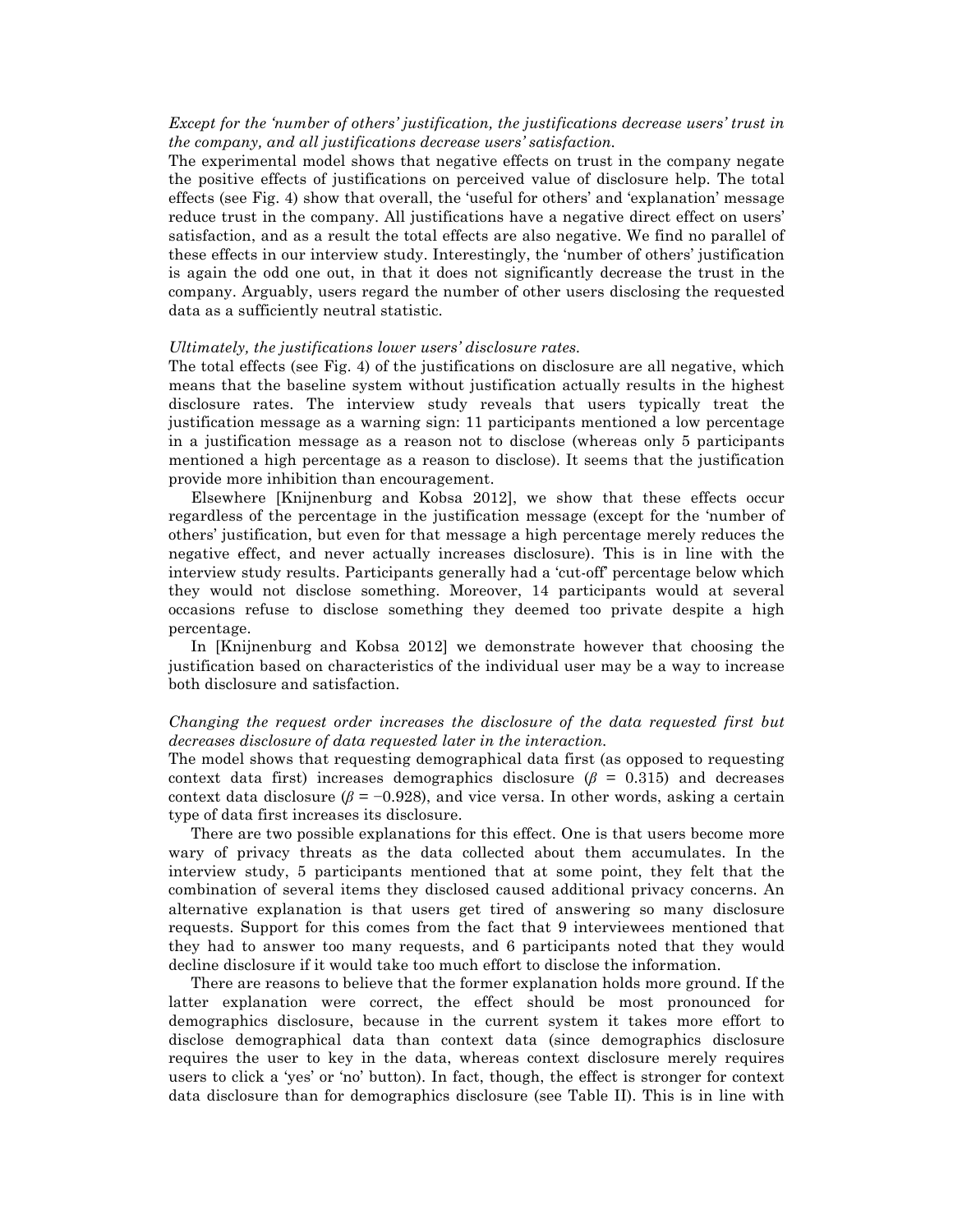*Except for the 'number of others' justification, the justifications decrease users' trust in the company, and all justifications decrease users' satisfaction.*

The experimental model shows that negative effects on trust in the company negate the positive effects of justifications on perceived value of disclosure help. The total effects (see Fig. 4) show that overall, the 'useful for others' and 'explanation' message reduce trust in the company. All justifications have a negative direct effect on users' satisfaction, and as a result the total effects are also negative. We find no parallel of these effects in our interview study. Interestingly, the 'number of others' justification is again the odd one out, in that it does not significantly decrease the trust in the company. Arguably, users regard the number of other users disclosing the requested data as a sufficiently neutral statistic.

*Ultimately, the justifications lower users' disclosure rates.*

The total effects (see Fig. 4) of the justifications on disclosure are all negative, which means that the baseline system without justification actually results in the highest disclosure rates. The interview study reveals that users typically treat the justification message as a warning sign: 11 participants mentioned a low percentage in a justification message as a reason not to disclose (whereas only 5 participants mentioned a high percentage as a reason to disclose). It seems that the justification provide more inhibition than encouragement.

Elsewhere [Knijnenburg and Kobsa 2012], we show that these effects occur regardless of the percentage in the justification message (except for the 'number of others' justification, but even for that message a high percentage merely reduces the negative effect, and never actually increases disclosure). This is in line with the interview study results. Participants generally had a 'cut-off' percentage below which they would not disclose something. Moreover, 14 participants would at several occasions refuse to disclose something they deemed too private despite a high percentage.

In [Knijnenburg and Kobsa 2012] we demonstrate however that choosing the justification based on characteristics of the individual user may be a way to increase both disclosure and satisfaction.

*Changing the request order increases the disclosure of the data requested first but decreases disclosure of data requested later in the interaction.*

The model shows that requesting demographical data first (as opposed to requesting context data first) increases demographics disclosure ($\beta$ = 0.315) and decreases context data disclosure ($\beta$ = −0.928), and vice versa. In other words, asking a certain type of data first increases its disclosure.

There are two possible explanations for this effect. One is that users become more wary of privacy threats as the data collected about them accumulates. In the interview study, 5 participants mentioned that at some point, they felt that the combination of several items they disclosed caused additional privacy concerns. An alternative explanation is that users get tired of answering so many disclosure requests. Support for this comes from the fact that 9 interviewees mentioned that they had to answer too many requests, and 6 participants noted that they would decline disclosure if it would take too much effort to disclose the information.

There are reasons to believe that the former explanation holds more ground. If the latter explanation were correct, the effect should be most pronounced for demographics disclosure, because in the current system it takes more effort to disclose demographical data than context data (since demographics disclosure requires the user to key in the data, whereas context disclosure merely requires users to click a 'yes' or 'no' button). In fact, though, the effect is stronger for context data disclosure than for demographics disclosure (see Table II). This is in line with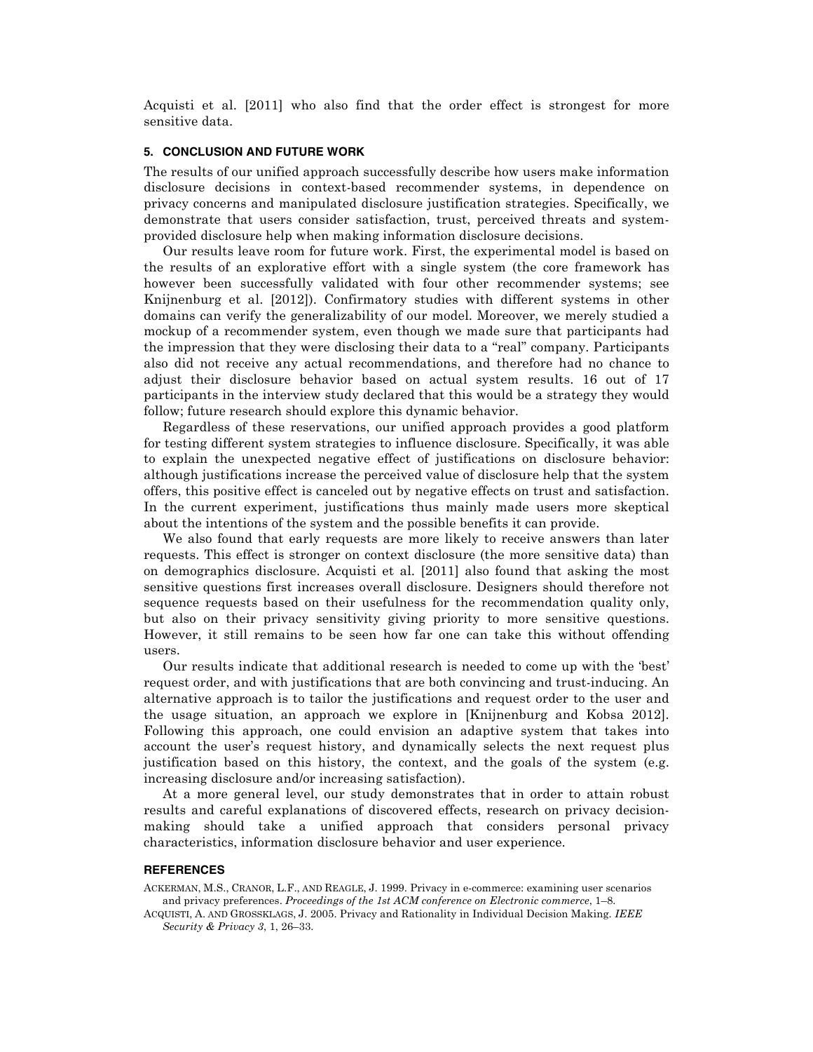Acquisti et al. [2011] who also find that the order effect is strongest for more sensitive data.

## 5. CONCLUSION AND FUTURE WORK

The results of our unified approach successfully describe how users make information disclosure decisions in context-based recommender systems, in dependence on privacy concerns and manipulated disclosure justification strategies. Specifically, we demonstrate that users consider satisfaction, trust, perceived threats and system-provided disclosure help when making information disclosure decisions.

Our results leave room for future work. First, the experimental model is based on the results of an explorative effort with a single system (the core framework has however been successfully validated with four other recommender systems; see Knijnenburg et al. [2012]). Confirmatory studies with different systems in other domains can verify the generalizability of our model. Moreover, we merely studied a mockup of a recommender system, even though we made sure that participants had the impression that they were disclosing their data to a "real" company. Participants also did not receive any actual recommendations, and therefore had no chance to adjust their disclosure behavior based on actual system results. 16 out of 17 participants in the interview study declared that this would be a strategy they would follow; future research should explore this dynamic behavior.

Regardless of these reservations, our unified approach provides a good platform for testing different system strategies to influence disclosure. Specifically, it was able to explain the unexpected negative effect of justifications on disclosure behavior: although justifications increase the perceived value of disclosure help that the system offers, this positive effect is canceled out by negative effects on trust and satisfaction. In the current experiment, justifications thus mainly made users more skeptical about the intentions of the system and the possible benefits it can provide.

We also found that early requests are more likely to receive answers than later requests. This effect is stronger on context disclosure (the more sensitive data) than on demographics disclosure. Acquisti et al. [2011] also found that asking the most sensitive questions first increases overall disclosure. Designers should therefore not sequence requests based on their usefulness for the recommendation quality only, but also on their privacy sensitivity giving priority to more sensitive questions. However, it still remains to be seen how far one can take this without offending users.

Our results indicate that additional research is needed to come up with the 'best' request order, and with justifications that are both convincing and trust-inducing. An alternative approach is to tailor the justifications and request order to the user and the usage situation, an approach we explore in [Knijnenburg and Kobsa 2012]. Following this approach, one could envision an adaptive system that takes into account the user's request history, and dynamically selects the next request plus justification based on this history, the context, and the goals of the system (e.g. increasing disclosure and/or increasing satisfaction).

At a more general level, our study demonstrates that in order to attain robust results and careful explanations of discovered effects, research on privacy decision-making should take a unified approach that considers personal privacy characteristics, information disclosure behavior and user experience.

## REFERENCES

ACKERMAN, M.S., CRANOR, L.F., AND REAGLE, J. 1999. Privacy in e-commerce: examining user scenarios and privacy preferences. *Proceedings of the 1st ACM conference on Electronic commerce*, 1–8.

ACQUISTI, A. AND GROSSKLAGS, J. 2005. Privacy and Rationality in Individual Decision Making. *IEEE Security & Privacy 3*, 1, 26–33.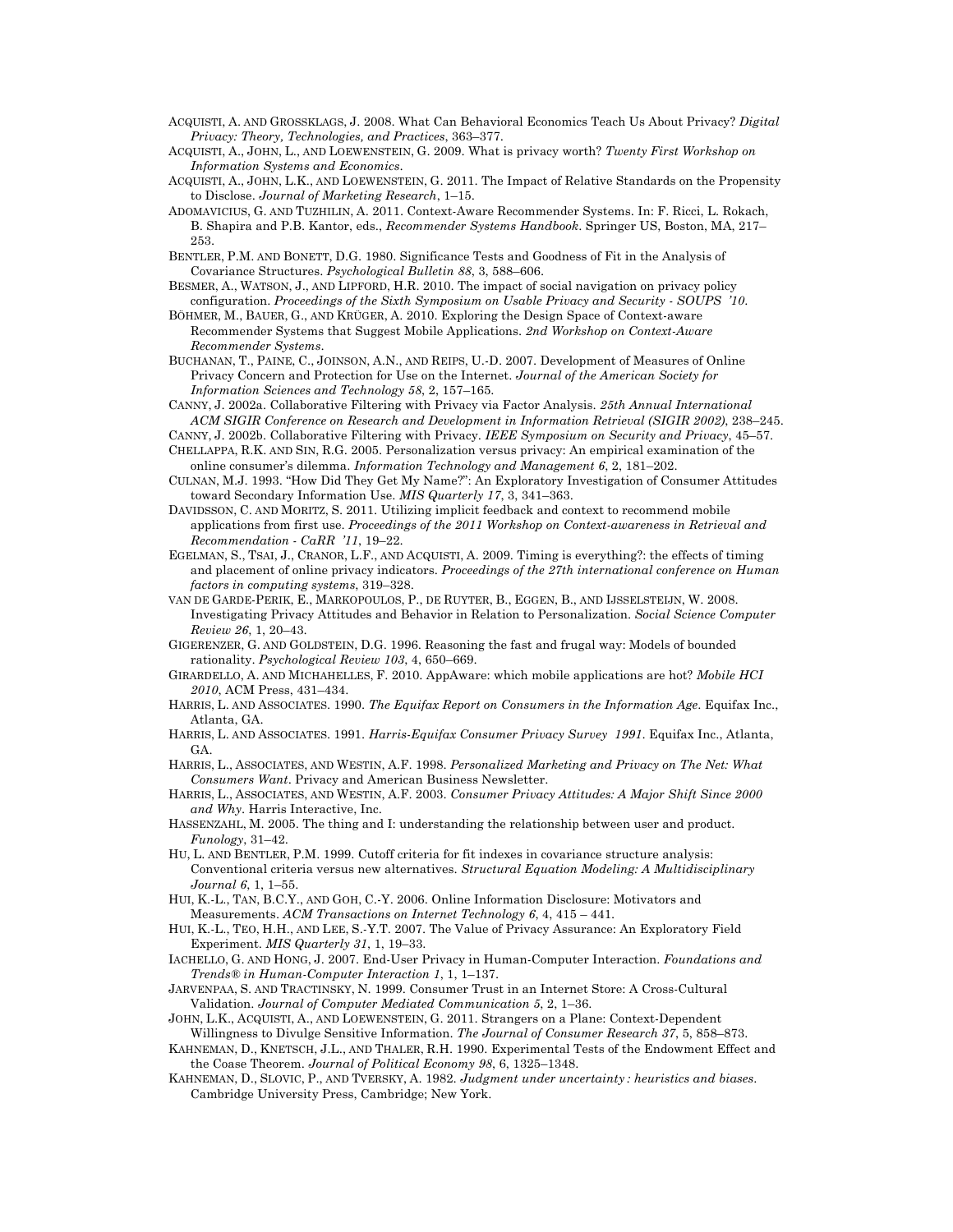ACQUISTI, A. AND GROSSKLAGS, J. 2008. What Can Behavioral Economics Teach Us About Privacy? *Digital Privacy: Theory, Technologies, and Practices*, 363–377.

ACQUISTI, A., JOHN, L., AND LOEWENSTEIN, G. 2009. What is privacy worth? *Twenty First Workshop on Information Systems and Economics*.

ACQUISTI, A., JOHN, L.K., AND LOEWENSTEIN, G. 2011. The Impact of Relative Standards on the Propensity to Disclose. *Journal of Marketing Research*, 1–15.

ADOMAVICIUS, G. AND TUZHILIN, A. 2011. Context-Aware Recommender Systems. In: F. Ricci, L. Rokach, B. Shapira and P.B. Kantor, eds., *Recommender Systems Handbook*. Springer US, Boston, MA, 217–253.

BENTLER, P.M. AND BONETT, D.G. 1980. Significance Tests and Goodness of Fit in the Analysis of Covariance Structures. *Psychological Bulletin 88*, 3, 588–606.

BESMER, A., WATSON, J., AND LIPFORD, H.R. 2010. The impact of social navigation on privacy policy configuration. *Proceedings of the Sixth Symposium on Usable Privacy and Security - SOUPS '10*.

BÖHMER, M., BAUER, G., AND KRÜGER, A. 2010. Exploring the Design Space of Context-aware Recommender Systems that Suggest Mobile Applications. *2nd Workshop on Context-Aware Recommender Systems*.

BUCHANAN, T., PAINE, C., JOINSON, A.N., AND REIPS, U.-D. 2007. Development of Measures of Online Privacy Concern and Protection for Use on the Internet. *Journal of the American Society for Information Sciences and Technology 58*, 2, 157–165.

CANNY, J. 2002a. Collaborative Filtering with Privacy via Factor Analysis. *25th Annual International ACM SIGIR Conference on Research and Development in Information Retrieval (SIGIR 2002)*, 238–245.

CANNY, J. 2002b. Collaborative Filtering with Privacy. *IEEE Symposium on Security and Privacy*, 45–57.

CHELLAPPA, R.K. AND SIN, R.G. 2005. Personalization versus privacy: An empirical examination of the online consumer's dilemma. *Information Technology and Management 6*, 2, 181–202.

CULNAN, M.J. 1993. "How Did They Get My Name?": An Exploratory Investigation of Consumer Attitudes toward Secondary Information Use. *MIS Quarterly 17*, 3, 341–363.

DAVIDSSON, C. AND MORITZ, S. 2011. Utilizing implicit feedback and context to recommend mobile applications from first use. *Proceedings of the 2011 Workshop on Context-awareness in Retrieval and Recommendation - CaRR '11*, 19–22.

EGELMAN, S., TSAI, J., CRANOR, L.F., AND ACQUISTI, A. 2009. Timing is everything?: the effects of timing and placement of online privacy indicators. *Proceedings of the 27th international conference on Human factors in computing systems*, 319–328.

VAN DE GARDE-PERIK, E., MARKOPOULOS, P., DE RUYTER, B., EGGEN, B., AND IJSSELSTEIJN, W. 2008. Investigating Privacy Attitudes and Behavior in Relation to Personalization. *Social Science Computer Review 26*, 1, 20–43.

GIGERENZER, G. AND GOLDSTEIN, D.G. 1996. Reasoning the fast and frugal way: Models of bounded rationality. *Psychological Review 103*, 4, 650–669.

GIRARDELLO, A. AND MICHAHELLES, F. 2010. AppAware: which mobile applications are hot? *Mobile HCI 2010*, ACM Press, 431–434.

HARRIS, L. AND ASSOCIATES. 1990. *The Equifax Report on Consumers in the Information Age*. Equifax Inc., Atlanta, GA.

HARRIS, L. AND ASSOCIATES. 1991. *Harris-Equifax Consumer Privacy Survey 1991*. Equifax Inc., Atlanta, GA.

HARRIS, L., ASSOCIATES, AND WESTIN, A.F. 1998. *Personalized Marketing and Privacy on The Net: What Consumers Want*. Privacy and American Business Newsletter.

HARRIS, L., ASSOCIATES, AND WESTIN, A.F. 2003. *Consumer Privacy Attitudes: A Major Shift Since 2000 and Why*. Harris Interactive, Inc.

HASSENZAHL, M. 2005. The thing and I: understanding the relationship between user and product. *Funology*, 31–42.

HU, L. AND BENTLER, P.M. 1999. Cutoff criteria for fit indexes in covariance structure analysis: Conventional criteria versus new alternatives. *Structural Equation Modeling: A Multidisciplinary Journal 6*, 1, 1–55.

HUI, K.-L., TAN, B.C.Y., AND GOH, C.-Y. 2006. Online Information Disclosure: Motivators and Measurements. *ACM Transactions on Internet Technology 6*, 4, 415 – 441.

HUI, K.-L., TEO, H.H., AND LEE, S.-Y.T. 2007. The Value of Privacy Assurance: An Exploratory Field Experiment. *MIS Quarterly 31*, 1, 19–33.

IACHELLO, G. AND HONG, J. 2007. End-User Privacy in Human-Computer Interaction. *Foundations and Trends® in Human-Computer Interaction 1*, 1, 1–137.

JARVENPAA, S. AND TRACTINSKY, N. 1999. Consumer Trust in an Internet Store: A Cross-Cultural Validation. *Journal of Computer Mediated Communication 5*, 2, 1–36.

JOHN, L.K., ACQUISTI, A., AND LOEWENSTEIN, G. 2011. Strangers on a Plane: Context-Dependent Willingness to Divulge Sensitive Information. *The Journal of Consumer Research 37*, 5, 858–873.

KAHNEMAN, D., KNETSCH, J.L., AND THALER, R.H. 1990. Experimental Tests of the Endowment Effect and the Coase Theorem. *Journal of Political Economy 98*, 6, 1325–1348.

KAHNEMAN, D., SLOVIC, P., AND TVERSKY, A. 1982. *Judgment under uncertainty : heuristics and biases*. Cambridge University Press, Cambridge; New York.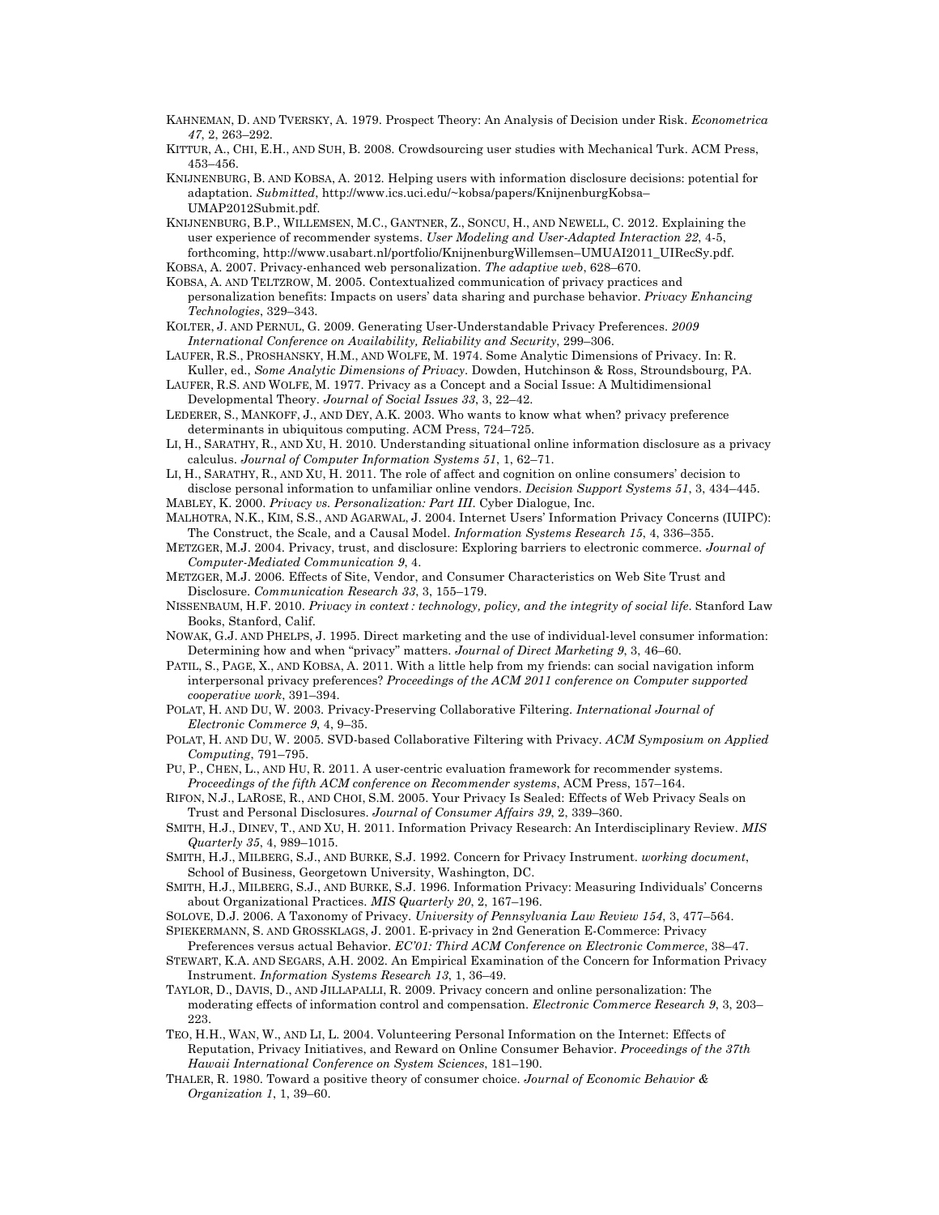KAHNEMAN, D. AND TVERSKY, A. 1979. Prospect Theory: An Analysis of Decision under Risk. *Econometrica 47*, 2, 263–292.

KITTUR, A., CHI, E.H., AND SUH, B. 2008. Crowdsourcing user studies with Mechanical Turk. ACM Press, 453–456.

KNIJNENBURG, B. AND KOBSA, A. 2012. Helping users with information disclosure decisions: potential for adaptation. *Submitted*, http://www.ics.uci.edu/~kobsa/papers/KnijnenburgKobsa–UMAP2012Submit.pdf.

KNIJNENBURG, B.P., WILLEMSEN, M.C., GANTNER, Z., SONCU, H., AND NEWELL, C. 2012. Explaining the user experience of recommender systems. *User Modeling and User-Adapted Interaction 22*, 4-5, forthcoming, http://www.usabart.nl/portfolio/KnijnenburgWillemsen–UMUAI2011_UIRecSy.pdf.

KOBSA, A. 2007. Privacy-enhanced web personalization. *The adaptive web*, 628–670.

KOBSA, A. AND TELTZROW, M. 2005. Contextualized communication of privacy practices and personalization benefits: Impacts on users' data sharing and purchase behavior. *Privacy Enhancing Technologies*, 329–343.

KOLTER, J. AND PERNUL, G. 2009. Generating User-Understandable Privacy Preferences. *2009 International Conference on Availability, Reliability and Security*, 299–306.

LAUFER, R.S., PROSHANSKY, H.M., AND WOLFE, M. 1974. Some Analytic Dimensions of Privacy. In: R. Kuller, ed., *Some Analytic Dimensions of Privacy*. Dowden, Hutchinson & Ross, Stroudsbourg, PA.

LAUFER, R.S. AND WOLFE, M. 1977. Privacy as a Concept and a Social Issue: A Multidimensional Developmental Theory. *Journal of Social Issues 33*, 3, 22–42.

LEDERER, S., MANKOFF, J., AND DEY, A.K. 2003. Who wants to know what when? privacy preference determinants in ubiquitous computing. ACM Press, 724–725.

LI, H., SARATHY, R., AND XU, H. 2010. Understanding situational online information disclosure as a privacy calculus. *Journal of Computer Information Systems 51*, 1, 62–71.

LI, H., SARATHY, R., AND XU, H. 2011. The role of affect and cognition on online consumers' decision to disclose personal information to unfamiliar online vendors. *Decision Support Systems 51*, 3, 434–445.

MABLEY, K. 2000. *Privacy vs. Personalization: Part III*. Cyber Dialogue, Inc.

MALHOTRA, N.K., KIM, S.S., AND AGARWAL, J. 2004. Internet Users' Information Privacy Concerns (IUIPC): The Construct, the Scale, and a Causal Model. *Information Systems Research 15*, 4, 336–355.

METZGER, M.J. 2004. Privacy, trust, and disclosure: Exploring barriers to electronic commerce. *Journal of Computer-Mediated Communication 9*, 4.

METZGER, M.J. 2006. Effects of Site, Vendor, and Consumer Characteristics on Web Site Trust and Disclosure. *Communication Research 33*, 3, 155–179.

NISSENBAUM, H.F. 2010. *Privacy in context : technology, policy, and the integrity of social life*. Stanford Law Books, Stanford, Calif.

NOWAK, G.J. AND PHELPS, J. 1995. Direct marketing and the use of individual-level consumer information: Determining how and when "privacy" matters. *Journal of Direct Marketing 9*, 3, 46–60.

PATIL, S., PAGE, X., AND KOBSA, A. 2011. With a little help from my friends: can social navigation inform interpersonal privacy preferences? *Proceedings of the ACM 2011 conference on Computer supported cooperative work*, 391–394.

POLAT, H. AND DU, W. 2003. Privacy-Preserving Collaborative Filtering. *International Journal of Electronic Commerce 9*, 4, 9–35.

POLAT, H. AND DU, W. 2005. SVD-based Collaborative Filtering with Privacy. *ACM Symposium on Applied Computing*, 791–795.

PU, P., CHEN, L., AND HU, R. 2011. A user-centric evaluation framework for recommender systems. *Proceedings of the fifth ACM conference on Recommender systems*, ACM Press, 157–164.

RIFON, N.J., LAROSE, R., AND CHOI, S.M. 2005. Your Privacy Is Sealed: Effects of Web Privacy Seals on Trust and Personal Disclosures. *Journal of Consumer Affairs 39*, 2, 339–360.

SMITH, H.J., DINEV, T., AND XU, H. 2011. Information Privacy Research: An Interdisciplinary Review. *MIS Quarterly 35*, 4, 989–1015.

SMITH, H.J., MILBERG, S.J., AND BURKE, S.J. 1992. Concern for Privacy Instrument. *working document*, School of Business, Georgetown University, Washington, DC.

SMITH, H.J., MILBERG, S.J., AND BURKE, S.J. 1996. Information Privacy: Measuring Individuals' Concerns about Organizational Practices. *MIS Quarterly 20*, 2, 167–196.

SOLOVE, D.J. 2006. A Taxonomy of Privacy. *University of Pennsylvania Law Review 154*, 3, 477–564.

SPIEKERMANN, S. AND GROSSKLAGS, J. 2001. E-privacy in 2nd Generation E-Commerce: Privacy Preferences versus actual Behavior. *EC'01: Third ACM Conference on Electronic Commerce*, 38–47.

STEWART, K.A. AND SEGARS, A.H. 2002. An Empirical Examination of the Concern for Information Privacy Instrument. *Information Systems Research 13*, 1, 36–49.

TAYLOR, D., DAVIS, D., AND JILLAPALLI, R. 2009. Privacy concern and online personalization: The moderating effects of information control and compensation. *Electronic Commerce Research 9*, 3, 203–223.

TEO, H.H., WAN, W., AND LI, L. 2004. Volunteering Personal Information on the Internet: Effects of Reputation, Privacy Initiatives, and Reward on Online Consumer Behavior. *Proceedings of the 37th Hawaii International Conference on System Sciences*, 181–190.

THALER, R. 1980. Toward a positive theory of consumer choice. *Journal of Economic Behavior & Organization 1*, 1, 39–60.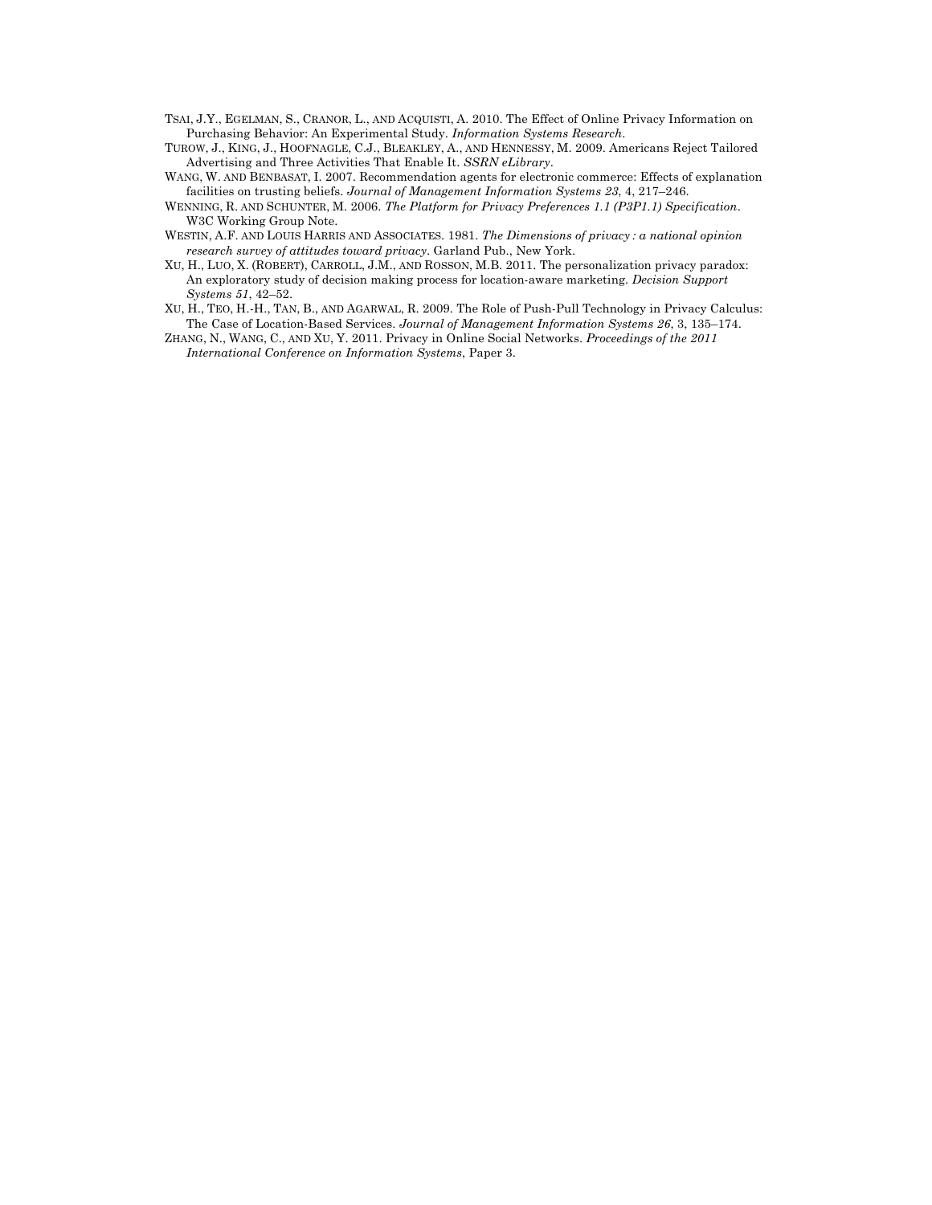TSAI, J.Y., EGELMAN, S., CRANOR, L., AND ACQUISTI, A. 2010. The Effect of Online Privacy Information on Purchasing Behavior: An Experimental Study. *Information Systems Research*.

TUROW, J., KING, J., HOOFNAGLE, C.J., BLEAKLEY, A., AND HENNESSY, M. 2009. Americans Reject Tailored Advertising and Three Activities That Enable It. *SSRN eLibrary*.

WANG, W. AND BENBASAT, I. 2007. Recommendation agents for electronic commerce: Effects of explanation facilities on trusting beliefs. *Journal of Management Information Systems 23*, 4, 217–246.

WENNING, R. AND SCHUNTER, M. 2006. *The Platform for Privacy Preferences 1.1 (P3P1.1) Specification*. W3C Working Group Note.

WESTIN, A.F. AND LOUIS HARRIS AND ASSOCIATES. 1981. *The Dimensions of privacy : a national opinion research survey of attitudes toward privacy*. Garland Pub., New York.

XU, H., LUO, X. (ROBERT), CARROLL, J.M., AND ROSSON, M.B. 2011. The personalization privacy paradox: An exploratory study of decision making process for location-aware marketing. *Decision Support Systems 51*, 42–52.

XU, H., TEO, H.-H., TAN, B., AND AGARWAL, R. 2009. The Role of Push-Pull Technology in Privacy Calculus: The Case of Location-Based Services. *Journal of Management Information Systems 26*, 3, 135–174.

ZHANG, N., WANG, C., AND XU, Y. 2011. Privacy in Online Social Networks. *Proceedings of the 2011 International Conference on Information Systems*, Paper 3.